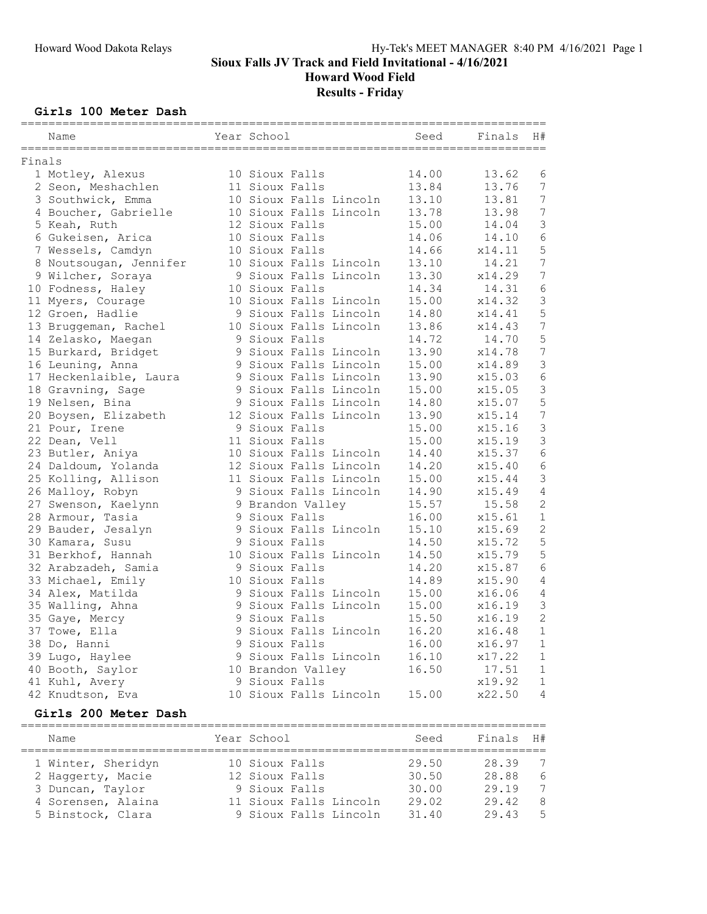**Sioux Falls JV Track and Field Invitational - 4/16/2021**

**Howard Wood Field**

**Results - Friday**

### Girls 100 Meter Dash

Finals

| | Name | Year | School | Seed | Finals | H# |
|---|---|---|---|---|---|---|
| 1 | Motley, Alexus | 10 | Sioux Falls | 14.00 | 13.62 | 6 |
| 2 | Seon, Meshachlen | 11 | Sioux Falls | 13.84 | 13.76 | 7 |
| 3 | Southwick, Emma | 10 | Sioux Falls Lincoln | 13.10 | 13.81 | 7 |
| 4 | Boucher, Gabrielle | 10 | Sioux Falls Lincoln | 13.78 | 13.98 | 7 |
| 5 | Keah, Ruth | 12 | Sioux Falls | 15.00 | 14.04 | 3 |
| 6 | Gukeisen, Arica | 10 | Sioux Falls | 14.06 | 14.10 | 6 |
| 7 | Wessels, Camdyn | 10 | Sioux Falls | 14.66 | x14.11 | 5 |
| 8 | Noutsougan, Jennifer | 10 | Sioux Falls Lincoln | 13.10 | 14.21 | 7 |
| 9 | Wilcher, Soraya | 9 | Sioux Falls Lincoln | 13.30 | x14.29 | 7 |
| 10 | Fodness, Haley | 10 | Sioux Falls | 14.34 | 14.31 | 6 |
| 11 | Myers, Courage | 10 | Sioux Falls Lincoln | 15.00 | x14.32 | 3 |
| 12 | Groen, Hadlie | 9 | Sioux Falls Lincoln | 14.80 | x14.41 | 5 |
| 13 | Bruggeman, Rachel | 10 | Sioux Falls Lincoln | 13.86 | x14.43 | 7 |
| 14 | Zelasko, Maegan | 9 | Sioux Falls | 14.72 | 14.70 | 5 |
| 15 | Burkard, Bridget | 9 | Sioux Falls Lincoln | 13.90 | x14.78 | 7 |
| 16 | Leuning, Anna | 9 | Sioux Falls Lincoln | 15.00 | x14.89 | 3 |
| 17 | Heckenlaible, Laura | 9 | Sioux Falls Lincoln | 13.90 | x15.03 | 6 |
| 18 | Gravning, Sage | 9 | Sioux Falls Lincoln | 15.00 | x15.05 | 3 |
| 19 | Nelsen, Bina | 9 | Sioux Falls Lincoln | 14.80 | x15.07 | 5 |
| 20 | Boysen, Elizabeth | 12 | Sioux Falls Lincoln | 13.90 | x15.14 | 7 |
| 21 | Pour, Irene | 9 | Sioux Falls | 15.00 | x15.16 | 3 |
| 22 | Dean, Vell | 11 | Sioux Falls | 15.00 | x15.19 | 3 |
| 23 | Butler, Aniya | 10 | Sioux Falls Lincoln | 14.40 | x15.37 | 6 |
| 24 | Daldoum, Yolanda | 12 | Sioux Falls Lincoln | 14.20 | x15.40 | 6 |
| 25 | Kolling, Allison | 11 | Sioux Falls Lincoln | 15.00 | x15.44 | 3 |
| 26 | Malloy, Robyn | 9 | Sioux Falls Lincoln | 14.90 | x15.49 | 4 |
| 27 | Swenson, Kaelynn | 9 | Brandon Valley | 15.57 | 15.58 | 2 |
| 28 | Armour, Tasia | 9 | Sioux Falls | 16.00 | x15.61 | 1 |
| 29 | Bauder, Jesalyn | 9 | Sioux Falls Lincoln | 15.10 | x15.69 | 2 |
| 30 | Kamara, Susu | 9 | Sioux Falls | 14.50 | x15.72 | 5 |
| 31 | Berkhof, Hannah | 10 | Sioux Falls Lincoln | 14.50 | x15.79 | 5 |
| 32 | Arabzadeh, Samia | 9 | Sioux Falls | 14.20 | x15.87 | 6 |
| 33 | Michael, Emily | 10 | Sioux Falls | 14.89 | x15.90 | 4 |
| 34 | Alex, Matilda | 9 | Sioux Falls Lincoln | 15.00 | x16.06 | 4 |
| 35 | Walling, Ahna | 9 | Sioux Falls Lincoln | 15.00 | x16.19 | 3 |
| 35 | Gaye, Mercy | 9 | Sioux Falls | 15.50 | x16.19 | 2 |
| 37 | Towe, Ella | 9 | Sioux Falls Lincoln | 16.20 | x16.48 | 1 |
| 38 | Do, Hanni | 9 | Sioux Falls | 16.00 | x16.97 | 1 |
| 39 | Lugo, Haylee | 9 | Sioux Falls Lincoln | 16.10 | x17.22 | 1 |
| 40 | Booth, Saylor | 10 | Brandon Valley | 16.50 | 17.51 | 1 |
| 41 | Kuhl, Avery | 9 | Sioux Falls | | x19.92 | 1 |
| 42 | Knudtson, Eva | 10 | Sioux Falls Lincoln | 15.00 | x22.50 | 4 |

### Girls 200 Meter Dash

| | Name | Year | School | Seed | Finals | H# |
|---|---|---|---|---|---|---|
| 1 | Winter, Sheridyn | 10 | Sioux Falls | 29.50 | 28.39 | 7 |
| 2 | Haggerty, Macie | 12 | Sioux Falls | 30.50 | 28.88 | 6 |
| 3 | Duncan, Taylor | 9 | Sioux Falls | 30.00 | 29.19 | 7 |
| 4 | Sorensen, Alaina | 11 | Sioux Falls Lincoln | 29.02 | 29.42 | 8 |
| 5 | Binstock, Clara | 9 | Sioux Falls Lincoln | 31.40 | 29.43 | 5 |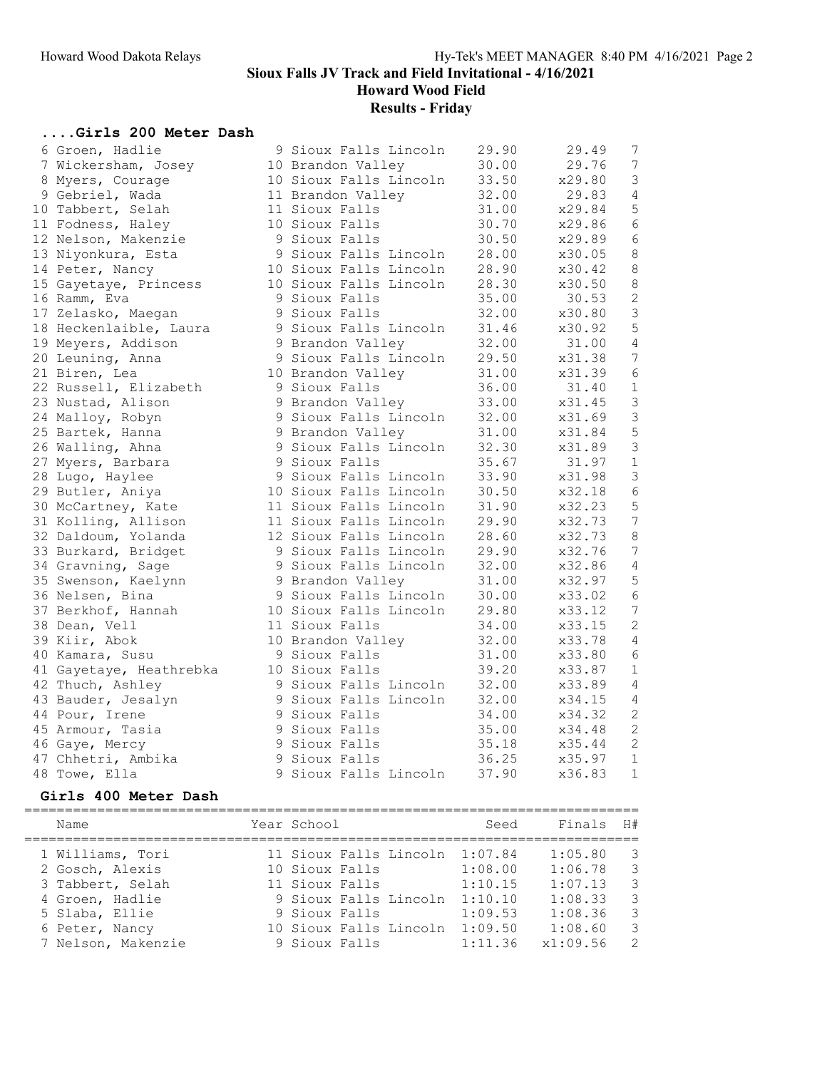# Sioux Falls JV Track and Field Invitational - 4/16/2021

## Howard Wood Field

## Results - Friday

### ....Girls 200 Meter Dash

| Place | Name | Year | School | Seed | Finals | H# |
|---|---|---|---|---|---|---|
| 6 | Groen, Hadlie | 9 | Sioux Falls Lincoln | 29.90 | 29.49 | 7 |
| 7 | Wickersham, Josey | 10 | Brandon Valley | 30.00 | 29.76 | 7 |
| 8 | Myers, Courage | 10 | Sioux Falls Lincoln | 33.50 | x29.80 | 3 |
| 9 | Gebriel, Wada | 11 | Brandon Valley | 32.00 | 29.83 | 4 |
| 10 | Tabbert, Selah | 11 | Sioux Falls | 31.00 | x29.84 | 5 |
| 11 | Fodness, Haley | 10 | Sioux Falls | 30.70 | x29.86 | 6 |
| 12 | Nelson, Makenzie | 9 | Sioux Falls | 30.50 | x29.89 | 6 |
| 13 | Niyonkura, Esta | 9 | Sioux Falls Lincoln | 28.00 | x30.05 | 8 |
| 14 | Peter, Nancy | 10 | Sioux Falls Lincoln | 28.90 | x30.42 | 8 |
| 15 | Gayetaye, Princess | 10 | Sioux Falls Lincoln | 28.30 | x30.50 | 8 |
| 16 | Ramm, Eva | 9 | Sioux Falls | 35.00 | 30.53 | 2 |
| 17 | Zelasko, Maegan | 9 | Sioux Falls | 32.00 | x30.80 | 3 |
| 18 | Heckenlaible, Laura | 9 | Sioux Falls Lincoln | 31.46 | x30.92 | 5 |
| 19 | Meyers, Addison | 9 | Brandon Valley | 32.00 | 31.00 | 4 |
| 20 | Leuning, Anna | 9 | Sioux Falls Lincoln | 29.50 | x31.38 | 7 |
| 21 | Biren, Lea | 10 | Brandon Valley | 31.00 | x31.39 | 6 |
| 22 | Russell, Elizabeth | 9 | Sioux Falls | 36.00 | 31.40 | 1 |
| 23 | Nustad, Alison | 9 | Brandon Valley | 33.00 | x31.45 | 3 |
| 24 | Malloy, Robyn | 9 | Sioux Falls Lincoln | 32.00 | x31.69 | 3 |
| 25 | Bartek, Hanna | 9 | Brandon Valley | 31.00 | x31.84 | 5 |
| 26 | Walling, Ahna | 9 | Sioux Falls Lincoln | 32.30 | x31.89 | 3 |
| 27 | Myers, Barbara | 9 | Sioux Falls | 35.67 | 31.97 | 1 |
| 28 | Lugo, Haylee | 9 | Sioux Falls Lincoln | 33.90 | x31.98 | 3 |
| 29 | Butler, Aniya | 10 | Sioux Falls Lincoln | 30.50 | x32.18 | 6 |
| 30 | McCartney, Kate | 11 | Sioux Falls Lincoln | 31.90 | x32.23 | 5 |
| 31 | Kolling, Allison | 11 | Sioux Falls Lincoln | 29.90 | x32.73 | 7 |
| 32 | Daldoum, Yolanda | 12 | Sioux Falls Lincoln | 28.60 | x32.73 | 8 |
| 33 | Burkard, Bridget | 9 | Sioux Falls Lincoln | 29.90 | x32.76 | 7 |
| 34 | Gravning, Sage | 9 | Sioux Falls Lincoln | 32.00 | x32.86 | 4 |
| 35 | Swenson, Kaelynn | 9 | Brandon Valley | 31.00 | x32.97 | 5 |
| 36 | Nelsen, Bina | 9 | Sioux Falls Lincoln | 30.00 | x33.02 | 6 |
| 37 | Berkhof, Hannah | 10 | Sioux Falls Lincoln | 29.80 | x33.12 | 7 |
| 38 | Dean, Vell | 11 | Sioux Falls | 34.00 | x33.15 | 2 |
| 39 | Kiir, Abok | 10 | Brandon Valley | 32.00 | x33.78 | 4 |
| 40 | Kamara, Susu | 9 | Sioux Falls | 31.00 | x33.80 | 6 |
| 41 | Gayetaye, Heathrebka | 10 | Sioux Falls | 39.20 | x33.87 | 1 |
| 42 | Thuch, Ashley | 9 | Sioux Falls Lincoln | 32.00 | x33.89 | 4 |
| 43 | Bauder, Jesalyn | 9 | Sioux Falls Lincoln | 32.00 | x34.15 | 4 |
| 44 | Pour, Irene | 9 | Sioux Falls | 34.00 | x34.32 | 2 |
| 45 | Armour, Tasia | 9 | Sioux Falls | 35.00 | x34.48 | 2 |
| 46 | Gaye, Mercy | 9 | Sioux Falls | 35.18 | x35.44 | 2 |
| 47 | Chhetri, Ambika | 9 | Sioux Falls | 36.25 | x35.97 | 1 |
| 48 | Towe, Ella | 9 | Sioux Falls Lincoln | 37.90 | x36.83 | 1 |

### Girls 400 Meter Dash

| Place | Name | Year | School | Seed | Finals | H# |
|---|---|---|---|---|---|---|
| 1 | Williams, Tori | 11 | Sioux Falls Lincoln | 1:07.84 | 1:05.80 | 3 |
| 2 | Gosch, Alexis | 10 | Sioux Falls | 1:08.00 | 1:06.78 | 3 |
| 3 | Tabbert, Selah | 11 | Sioux Falls | 1:10.15 | 1:07.13 | 3 |
| 4 | Groen, Hadlie | 9 | Sioux Falls Lincoln | 1:10.10 | 1:08.33 | 3 |
| 5 | Slaba, Ellie | 9 | Sioux Falls | 1:09.53 | 1:08.36 | 3 |
| 6 | Peter, Nancy | 10 | Sioux Falls Lincoln | 1:09.50 | 1:08.60 | 3 |
| 7 | Nelson, Makenzie | 9 | Sioux Falls | 1:11.36 | x1:09.56 | 2 |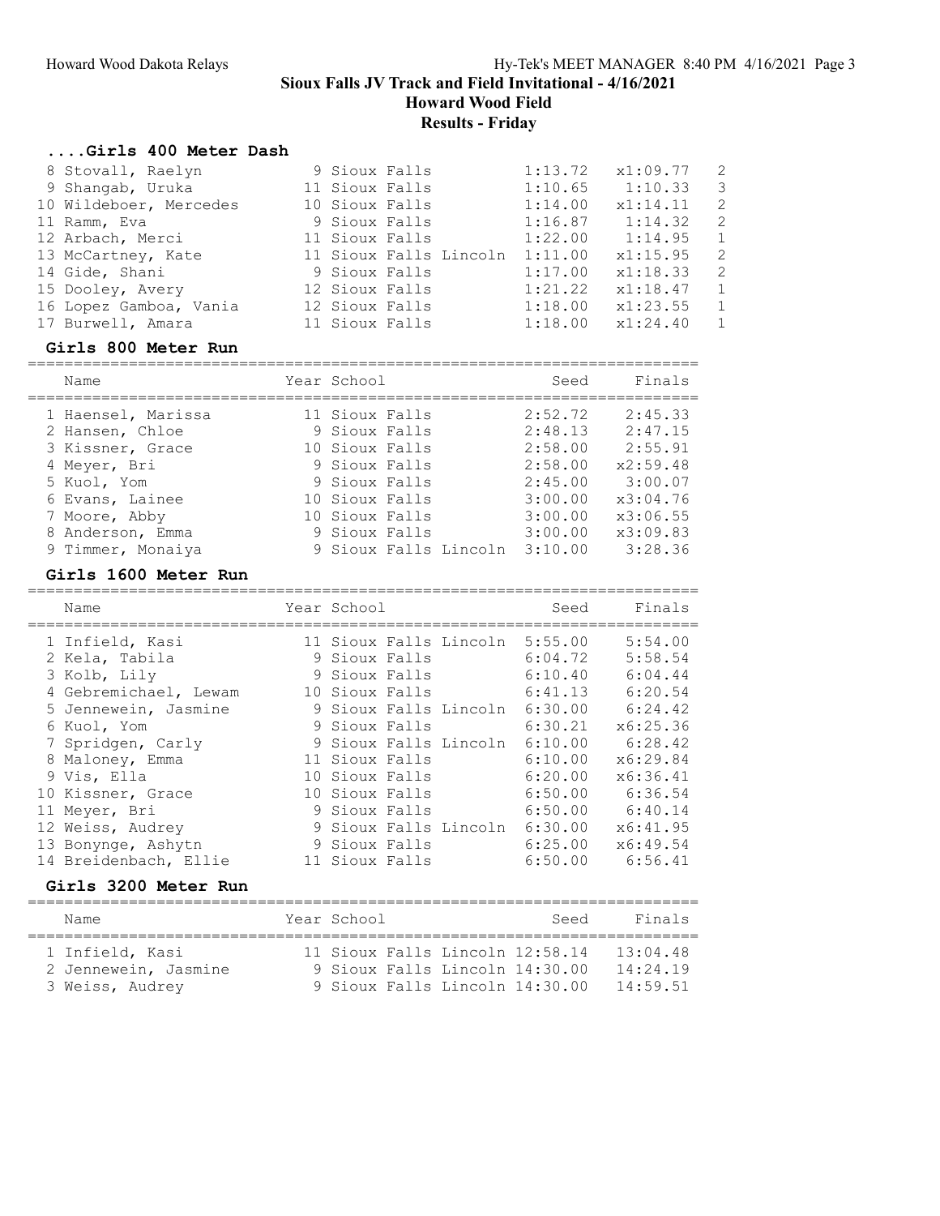# Sioux Falls JV Track and Field Invitational - 4/16/2021

## Howard Wood Field

## Results - Friday

### ....Girls 400 Meter Dash

| Place | Name | Year | School | Seed | Finals | H# |
|---|---|---|---|---|---|---|
| 8 | Stovall, Raelyn | 9 | Sioux Falls | 1:13.72 | x1:09.77 | 2 |
| 9 | Shangab, Uruka | 11 | Sioux Falls | 1:10.65 | 1:10.33 | 3 |
| 10 | Wildeboer, Mercedes | 10 | Sioux Falls | 1:14.00 | x1:14.11 | 2 |
| 11 | Ramm, Eva | 9 | Sioux Falls | 1:16.87 | 1:14.32 | 2 |
| 12 | Arbach, Merci | 11 | Sioux Falls | 1:22.00 | 1:14.95 | 1 |
| 13 | McCartney, Kate | 11 | Sioux Falls Lincoln | 1:11.00 | x1:15.95 | 2 |
| 14 | Gide, Shani | 9 | Sioux Falls | 1:17.00 | x1:18.33 | 2 |
| 15 | Dooley, Avery | 12 | Sioux Falls | 1:21.22 | x1:18.47 | 1 |
| 16 | Lopez Gamboa, Vania | 12 | Sioux Falls | 1:18.00 | x1:23.55 | 1 |
| 17 | Burwell, Amara | 11 | Sioux Falls | 1:18.00 | x1:24.40 | 1 |

### Girls 800 Meter Run

| Place | Name | Year | School | Seed | Finals |
|---|---|---|---|---|---|
| 1 | Haensel, Marissa | 11 | Sioux Falls | 2:52.72 | 2:45.33 |
| 2 | Hansen, Chloe | 9 | Sioux Falls | 2:48.13 | 2:47.15 |
| 3 | Kissner, Grace | 10 | Sioux Falls | 2:58.00 | 2:55.91 |
| 4 | Meyer, Bri | 9 | Sioux Falls | 2:58.00 | x2:59.48 |
| 5 | Kuol, Yom | 9 | Sioux Falls | 2:45.00 | 3:00.07 |
| 6 | Evans, Lainee | 10 | Sioux Falls | 3:00.00 | x3:04.76 |
| 7 | Moore, Abby | 10 | Sioux Falls | 3:00.00 | x3:06.55 |
| 8 | Anderson, Emma | 9 | Sioux Falls | 3:00.00 | x3:09.83 |
| 9 | Timmer, Monaiya | 9 | Sioux Falls Lincoln | 3:10.00 | 3:28.36 |

### Girls 1600 Meter Run

| Place | Name | Year | School | Seed | Finals |
|---|---|---|---|---|---|
| 1 | Infield, Kasi | 11 | Sioux Falls Lincoln | 5:55.00 | 5:54.00 |
| 2 | Kela, Tabila | 9 | Sioux Falls | 6:04.72 | 5:58.54 |
| 3 | Kolb, Lily | 9 | Sioux Falls | 6:10.40 | 6:04.44 |
| 4 | Gebremichael, Lewam | 10 | Sioux Falls | 6:41.13 | 6:20.54 |
| 5 | Jennewein, Jasmine | 9 | Sioux Falls Lincoln | 6:30.00 | 6:24.42 |
| 6 | Kuol, Yom | 9 | Sioux Falls | 6:30.21 | x6:25.36 |
| 7 | Spridgen, Carly | 9 | Sioux Falls Lincoln | 6:10.00 | 6:28.42 |
| 8 | Maloney, Emma | 11 | Sioux Falls | 6:10.00 | x6:29.84 |
| 9 | Vis, Ella | 10 | Sioux Falls | 6:20.00 | x6:36.41 |
| 10 | Kissner, Grace | 10 | Sioux Falls | 6:50.00 | 6:36.54 |
| 11 | Meyer, Bri | 9 | Sioux Falls | 6:50.00 | 6:40.14 |
| 12 | Weiss, Audrey | 9 | Sioux Falls Lincoln | 6:30.00 | x6:41.95 |
| 13 | Bonynge, Ashytn | 9 | Sioux Falls | 6:25.00 | x6:49.54 |
| 14 | Breidenbach, Ellie | 11 | Sioux Falls | 6:50.00 | 6:56.41 |

### Girls 3200 Meter Run

| Place | Name | Year | School | Seed | Finals |
|---|---|---|---|---|---|
| 1 | Infield, Kasi | 11 | Sioux Falls Lincoln | 12:58.14 | 13:04.48 |
| 2 | Jennewein, Jasmine | 9 | Sioux Falls Lincoln | 14:30.00 | 14:24.19 |
| 3 | Weiss, Audrey | 9 | Sioux Falls Lincoln | 14:30.00 | 14:59.51 |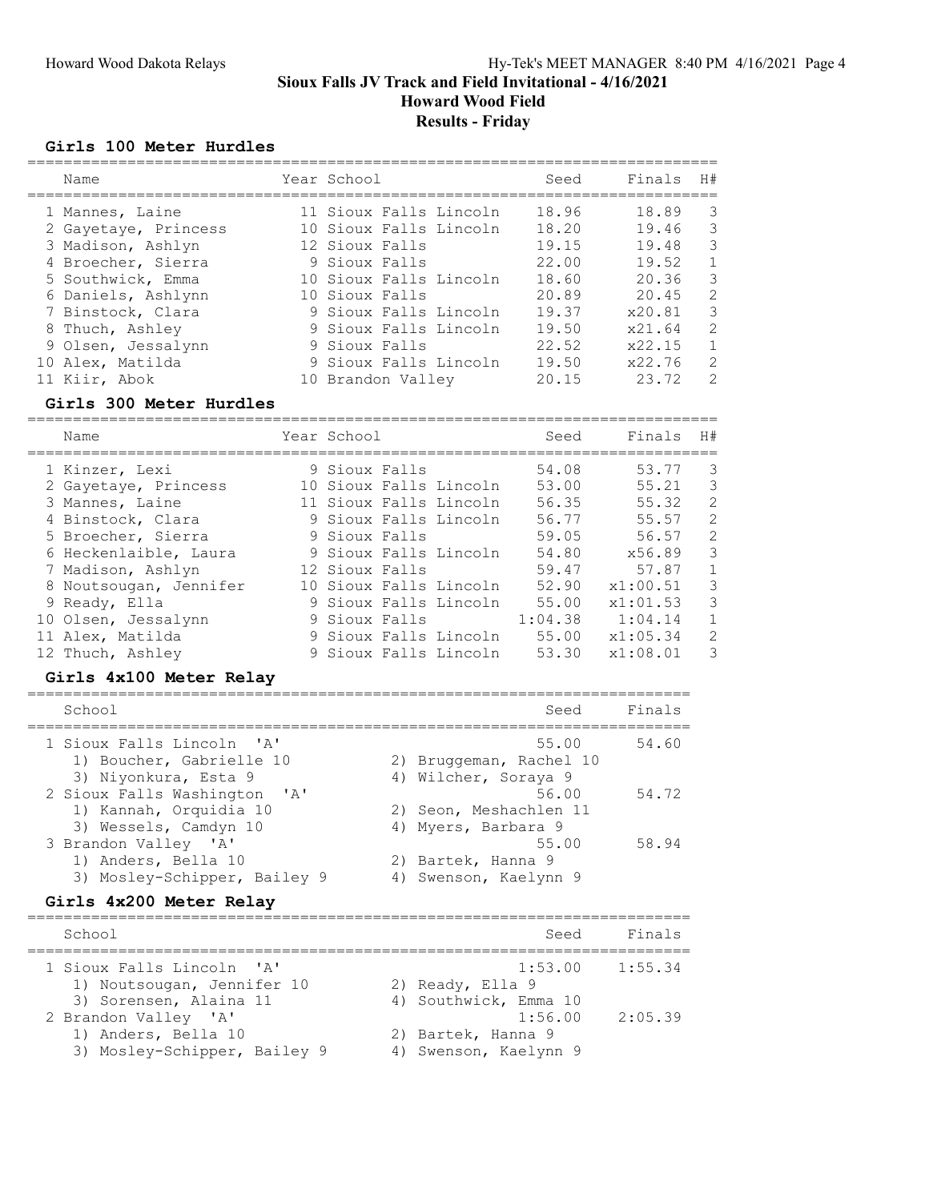# Sioux Falls JV Track and Field Invitational - 4/16/2021

## Howard Wood Field

## Results - Friday

### Girls 100 Meter Hurdles

| | Name | Year | School | Seed | Finals | H# |
|---|---|---|---|---|---|---|
| 1 | Mannes, Laine | 11 | Sioux Falls Lincoln | 18.96 | 18.89 | 3 |
| 2 | Gayetaye, Princess | 10 | Sioux Falls Lincoln | 18.20 | 19.46 | 3 |
| 3 | Madison, Ashlyn | 12 | Sioux Falls | 19.15 | 19.48 | 3 |
| 4 | Broecher, Sierra | 9 | Sioux Falls | 22.00 | 19.52 | 1 |
| 5 | Southwick, Emma | 10 | Sioux Falls Lincoln | 18.60 | 20.36 | 3 |
| 6 | Daniels, Ashlynn | 10 | Sioux Falls | 20.89 | 20.45 | 2 |
| 7 | Binstock, Clara | 9 | Sioux Falls Lincoln | 19.37 | x20.81 | 3 |
| 8 | Thuch, Ashley | 9 | Sioux Falls Lincoln | 19.50 | x21.64 | 2 |
| 9 | Olsen, Jessalynn | 9 | Sioux Falls | 22.52 | x22.15 | 1 |
| 10 | Alex, Matilda | 9 | Sioux Falls Lincoln | 19.50 | x22.76 | 2 |
| 11 | Kiir, Abok | 10 | Brandon Valley | 20.15 | 23.72 | 2 |

### Girls 300 Meter Hurdles

| | Name | Year | School | Seed | Finals | H# |
|---|---|---|---|---|---|---|
| 1 | Kinzer, Lexi | 9 | Sioux Falls | 54.08 | 53.77 | 3 |
| 2 | Gayetaye, Princess | 10 | Sioux Falls Lincoln | 53.00 | 55.21 | 3 |
| 3 | Mannes, Laine | 11 | Sioux Falls Lincoln | 56.35 | 55.32 | 2 |
| 4 | Binstock, Clara | 9 | Sioux Falls Lincoln | 56.77 | 55.57 | 2 |
| 5 | Broecher, Sierra | 9 | Sioux Falls | 59.05 | 56.57 | 2 |
| 6 | Heckenlaible, Laura | 9 | Sioux Falls Lincoln | 54.80 | x56.89 | 3 |
| 7 | Madison, Ashlyn | 12 | Sioux Falls | 59.47 | 57.87 | 1 |
| 8 | Noutsougan, Jennifer | 10 | Sioux Falls Lincoln | 52.90 | x1:00.51 | 3 |
| 9 | Ready, Ella | 9 | Sioux Falls Lincoln | 55.00 | x1:01.53 | 3 |
| 10 | Olsen, Jessalynn | 9 | Sioux Falls | 1:04.38 | 1:04.14 | 1 |
| 11 | Alex, Matilda | 9 | Sioux Falls Lincoln | 55.00 | x1:05.34 | 2 |
| 12 | Thuch, Ashley | 9 | Sioux Falls Lincoln | 53.30 | x1:08.01 | 3 |

### Girls 4x100 Meter Relay

| | School | | Seed | Finals |
|---|---|---|---|---|
| 1 | Sioux Falls Lincoln 'A' | | 55.00 | 54.60 |
| | 1) Boucher, Gabrielle 10 | 2) Bruggeman, Rachel 10 | | |
| | 3) Niyonkura, Esta 9 | 4) Wilcher, Soraya 9 | | |
| 2 | Sioux Falls Washington 'A' | | 56.00 | 54.72 |
| | 1) Kannah, Orquidia 10 | 2) Seon, Meshachlen 11 | | |
| | 3) Wessels, Camdyn 10 | 4) Myers, Barbara 9 | | |
| 3 | Brandon Valley 'A' | | 55.00 | 58.94 |
| | 1) Anders, Bella 10 | 2) Bartek, Hanna 9 | | |
| | 3) Mosley-Schipper, Bailey 9 | 4) Swenson, Kaelynn 9 | | |

### Girls 4x200 Meter Relay

| | School | | Seed | Finals |
|---|---|---|---|---|
| 1 | Sioux Falls Lincoln 'A' | | 1:53.00 | 1:55.34 |
| | 1) Noutsougan, Jennifer 10 | 2) Ready, Ella 9 | | |
| | 3) Sorensen, Alaina 11 | 4) Southwick, Emma 10 | | |
| 2 | Brandon Valley 'A' | | 1:56.00 | 2:05.39 |
| | 1) Anders, Bella 10 | 2) Bartek, Hanna 9 | | |
| | 3) Mosley-Schipper, Bailey 9 | 4) Swenson, Kaelynn 9 | | |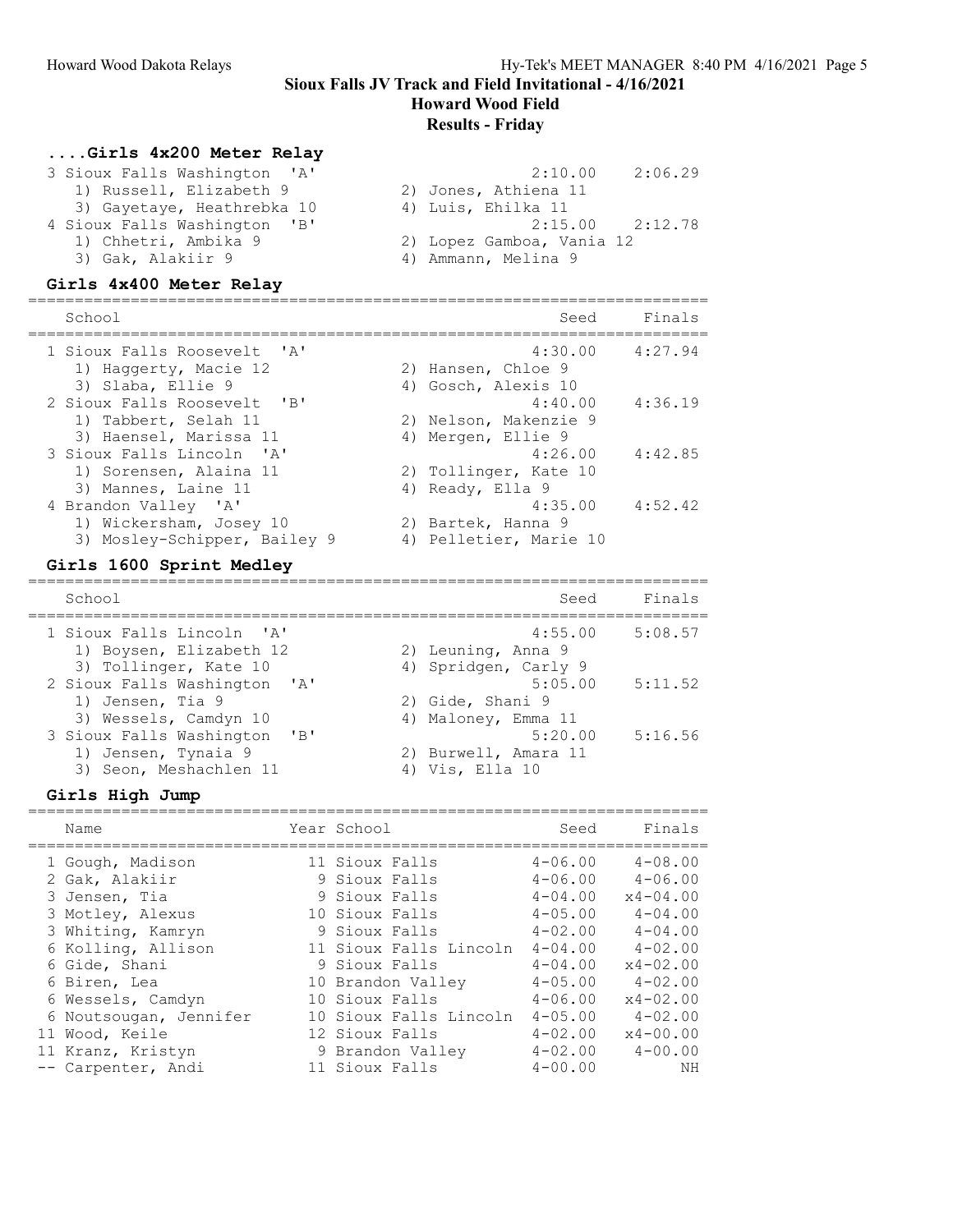## Sioux Falls JV Track and Field Invitational - 4/16/2021

### Howard Wood Field

### Results - Friday

### ....Girls 4x200 Meter Relay

| School | Seed | Finals |
|---|---|---|
| 3 Sioux Falls Washington 'A' | 2:10.00 | 2:06.29 |
| 1) Russell, Elizabeth 9; 2) Jones, Athiena 11; 3) Gayetaye, Heathrebka 10; 4) Luis, Ehilka 11 | | |
| 4 Sioux Falls Washington 'B' | 2:15.00 | 2:12.78 |
| 1) Chhetri, Ambika 9; 2) Lopez Gamboa, Vania 12; 3) Gak, Alakiir 9; 4) Ammann, Melina 9 | | |

### Girls 4x400 Meter Relay

| School | Seed | Finals |
|---|---|---|
| 1 Sioux Falls Roosevelt 'A' | 4:30.00 | 4:27.94 |
| 1) Haggerty, Macie 12; 2) Hansen, Chloe 9; 3) Slaba, Ellie 9; 4) Gosch, Alexis 10 | | |
| 2 Sioux Falls Roosevelt 'B' | 4:40.00 | 4:36.19 |
| 1) Tabbert, Selah 11; 2) Nelson, Makenzie 9; 3) Haensel, Marissa 11; 4) Mergen, Ellie 9 | | |
| 3 Sioux Falls Lincoln 'A' | 4:26.00 | 4:42.85 |
| 1) Sorensen, Alaina 11; 2) Tollinger, Kate 10; 3) Mannes, Laine 11; 4) Ready, Ella 9 | | |
| 4 Brandon Valley 'A' | 4:35.00 | 4:52.42 |
| 1) Wickersham, Josey 10; 2) Bartek, Hanna 9; 3) Mosley-Schipper, Bailey 9; 4) Pelletier, Marie 10 | | |

### Girls 1600 Sprint Medley

| School | Seed | Finals |
|---|---|---|
| 1 Sioux Falls Lincoln 'A' | 4:55.00 | 5:08.57 |
| 1) Boysen, Elizabeth 12; 2) Leuning, Anna 9; 3) Tollinger, Kate 10; 4) Spridgen, Carly 9 | | |
| 2 Sioux Falls Washington 'A' | 5:05.00 | 5:11.52 |
| 1) Jensen, Tia 9; 2) Gide, Shani 9; 3) Wessels, Camdyn 10; 4) Maloney, Emma 11 | | |
| 3 Sioux Falls Washington 'B' | 5:20.00 | 5:16.56 |
| 1) Jensen, Tynaia 9; 2) Burwell, Amara 11; 3) Seon, Meshachlen 11; 4) Vis, Ella 10 | | |

### Girls High Jump

| | Name | Year | School | Seed | Finals |
|---|---|---|---|---|---|
| 1 | Gough, Madison | 11 | Sioux Falls | 4-06.00 | 4-08.00 |
| 2 | Gak, Alakiir | 9 | Sioux Falls | 4-06.00 | 4-06.00 |
| 3 | Jensen, Tia | 9 | Sioux Falls | 4-04.00 | x4-04.00 |
| 3 | Motley, Alexus | 10 | Sioux Falls | 4-05.00 | 4-04.00 |
| 3 | Whiting, Kamryn | 9 | Sioux Falls | 4-02.00 | 4-04.00 |
| 6 | Kolling, Allison | 11 | Sioux Falls Lincoln | 4-04.00 | 4-02.00 |
| 6 | Gide, Shani | 9 | Sioux Falls | 4-04.00 | x4-02.00 |
| 6 | Biren, Lea | 10 | Brandon Valley | 4-05.00 | 4-02.00 |
| 6 | Wessels, Camdyn | 10 | Sioux Falls | 4-06.00 | x4-02.00 |
| 6 | Noutsougan, Jennifer | 10 | Sioux Falls Lincoln | 4-05.00 | 4-02.00 |
| 11 | Wood, Keile | 12 | Sioux Falls | 4-02.00 | x4-00.00 |
| 11 | Kranz, Kristyn | 9 | Brandon Valley | 4-02.00 | 4-00.00 |
| -- | Carpenter, Andi | 11 | Sioux Falls | 4-00.00 | NH |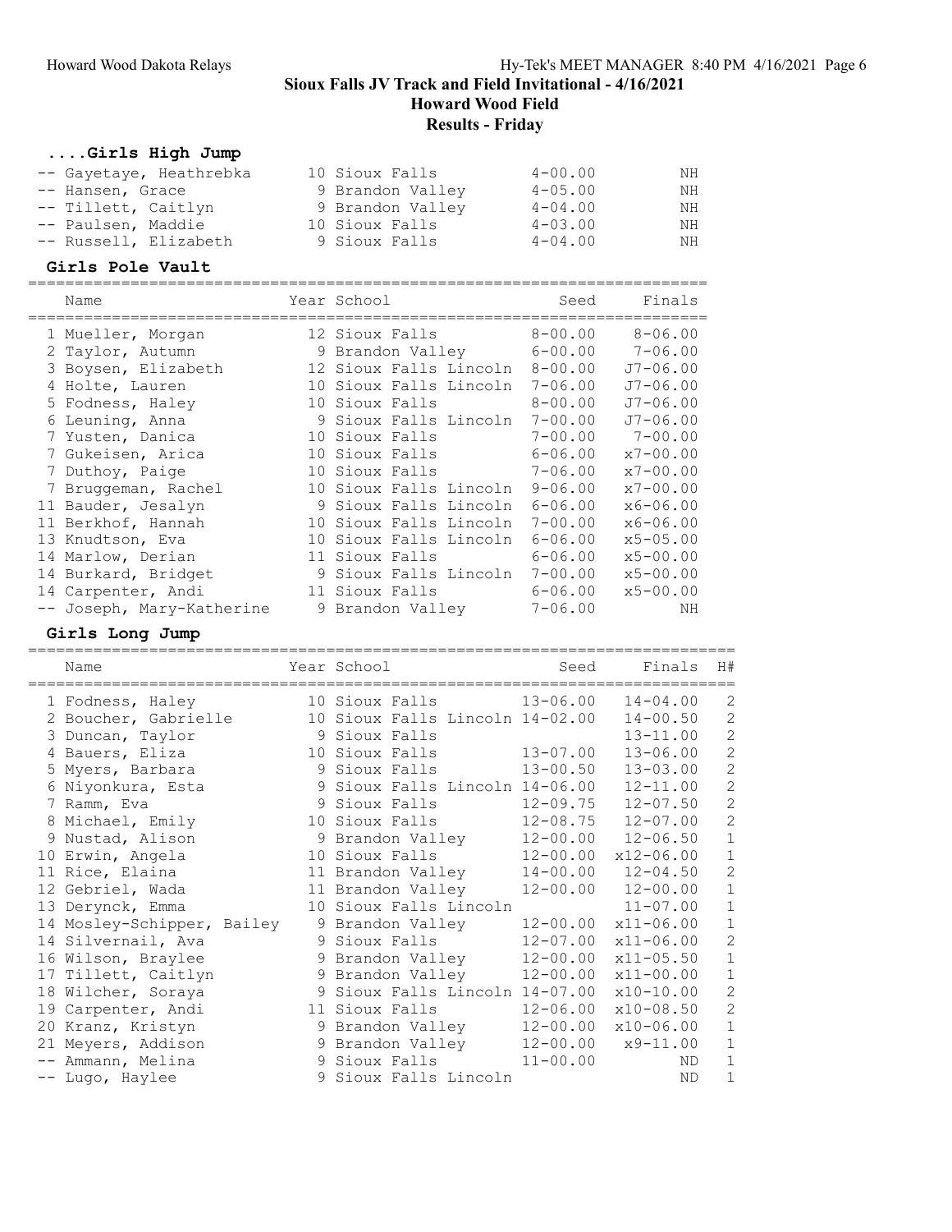## Sioux Falls JV Track and Field Invitational - 4/16/2021

### Howard Wood Field

### Results - Friday

#### ....Girls High Jump

| Place | Name | Year | School | Seed | Finals |
|---|---|---|---|---|---|
| -- | Gayetaye, Heathrebka | 10 | Sioux Falls | 4-00.00 | NH |
| -- | Hansen, Grace | 9 | Brandon Valley | 4-05.00 | NH |
| -- | Tillett, Caitlyn | 9 | Brandon Valley | 4-04.00 | NH |
| -- | Paulsen, Maddie | 10 | Sioux Falls | 4-03.00 | NH |
| -- | Russell, Elizabeth | 9 | Sioux Falls | 4-04.00 | NH |

#### Girls Pole Vault

| Place | Name | Year | School | Seed | Finals |
|---|---|---|---|---|---|
| 1 | Mueller, Morgan | 12 | Sioux Falls | 8-00.00 | 8-06.00 |
| 2 | Taylor, Autumn | 9 | Brandon Valley | 6-00.00 | 7-06.00 |
| 3 | Boysen, Elizabeth | 12 | Sioux Falls Lincoln | 8-00.00 | J7-06.00 |
| 4 | Holte, Lauren | 10 | Sioux Falls Lincoln | 7-06.00 | J7-06.00 |
| 5 | Fodness, Haley | 10 | Sioux Falls | 8-00.00 | J7-06.00 |
| 6 | Leuning, Anna | 9 | Sioux Falls Lincoln | 7-00.00 | J7-06.00 |
| 7 | Yusten, Danica | 10 | Sioux Falls | 7-00.00 | 7-00.00 |
| 7 | Gukeisen, Arica | 10 | Sioux Falls | 6-06.00 | x7-00.00 |
| 7 | Duthoy, Paige | 10 | Sioux Falls | 7-06.00 | x7-00.00 |
| 7 | Bruggeman, Rachel | 10 | Sioux Falls Lincoln | 9-06.00 | x7-00.00 |
| 11 | Bauder, Jesalyn | 9 | Sioux Falls Lincoln | 6-06.00 | x6-06.00 |
| 11 | Berkhof, Hannah | 10 | Sioux Falls Lincoln | 7-00.00 | x6-06.00 |
| 13 | Knudtson, Eva | 10 | Sioux Falls Lincoln | 6-06.00 | x5-05.00 |
| 14 | Marlow, Derian | 11 | Sioux Falls | 6-06.00 | x5-00.00 |
| 14 | Burkard, Bridget | 9 | Sioux Falls Lincoln | 7-00.00 | x5-00.00 |
| 14 | Carpenter, Andi | 11 | Sioux Falls | 6-06.00 | x5-00.00 |
| -- | Joseph, Mary-Katherine | 9 | Brandon Valley | 7-06.00 | NH |

#### Girls Long Jump

| Place | Name | Year | School | Seed | Finals | H# |
|---|---|---|---|---|---|---|
| 1 | Fodness, Haley | 10 | Sioux Falls | 13-06.00 | 14-04.00 | 2 |
| 2 | Boucher, Gabrielle | 10 | Sioux Falls Lincoln | 14-02.00 | 14-00.50 | 2 |
| 3 | Duncan, Taylor | 9 | Sioux Falls | | 13-11.00 | 2 |
| 4 | Bauers, Eliza | 10 | Sioux Falls | 13-07.00 | 13-06.00 | 2 |
| 5 | Myers, Barbara | 9 | Sioux Falls | 13-00.50 | 13-03.00 | 2 |
| 6 | Niyonkura, Esta | 9 | Sioux Falls Lincoln | 14-06.00 | 12-11.00 | 2 |
| 7 | Ramm, Eva | 9 | Sioux Falls | 12-09.75 | 12-07.50 | 2 |
| 8 | Michael, Emily | 10 | Sioux Falls | 12-08.75 | 12-07.00 | 2 |
| 9 | Nustad, Alison | 9 | Brandon Valley | 12-00.00 | 12-06.50 | 1 |
| 10 | Erwin, Angela | 10 | Sioux Falls | 12-00.00 | x12-06.00 | 1 |
| 11 | Rice, Elaina | 11 | Brandon Valley | 14-00.00 | 12-04.50 | 2 |
| 12 | Gebriel, Wada | 11 | Brandon Valley | 12-00.00 | 12-00.00 | 1 |
| 13 | Derynck, Emma | 10 | Sioux Falls Lincoln | | 11-07.00 | 1 |
| 14 | Mosley-Schipper, Bailey | 9 | Brandon Valley | 12-00.00 | x11-06.00 | 1 |
| 14 | Silvernail, Ava | 9 | Sioux Falls | 12-07.00 | x11-06.00 | 2 |
| 16 | Wilson, Braylee | 9 | Brandon Valley | 12-00.00 | x11-05.50 | 1 |
| 17 | Tillett, Caitlyn | 9 | Brandon Valley | 12-00.00 | x11-00.00 | 1 |
| 18 | Wilcher, Soraya | 9 | Sioux Falls Lincoln | 14-07.00 | x10-10.00 | 2 |
| 19 | Carpenter, Andi | 11 | Sioux Falls | 12-06.00 | x10-08.50 | 2 |
| 20 | Kranz, Kristyn | 9 | Brandon Valley | 12-00.00 | x10-06.00 | 1 |
| 21 | Meyers, Addison | 9 | Brandon Valley | 12-00.00 | x9-11.00 | 1 |
| -- | Ammann, Melina | 9 | Sioux Falls | 11-00.00 | ND | 1 |
| -- | Lugo, Haylee | 9 | Sioux Falls Lincoln | | ND | 1 |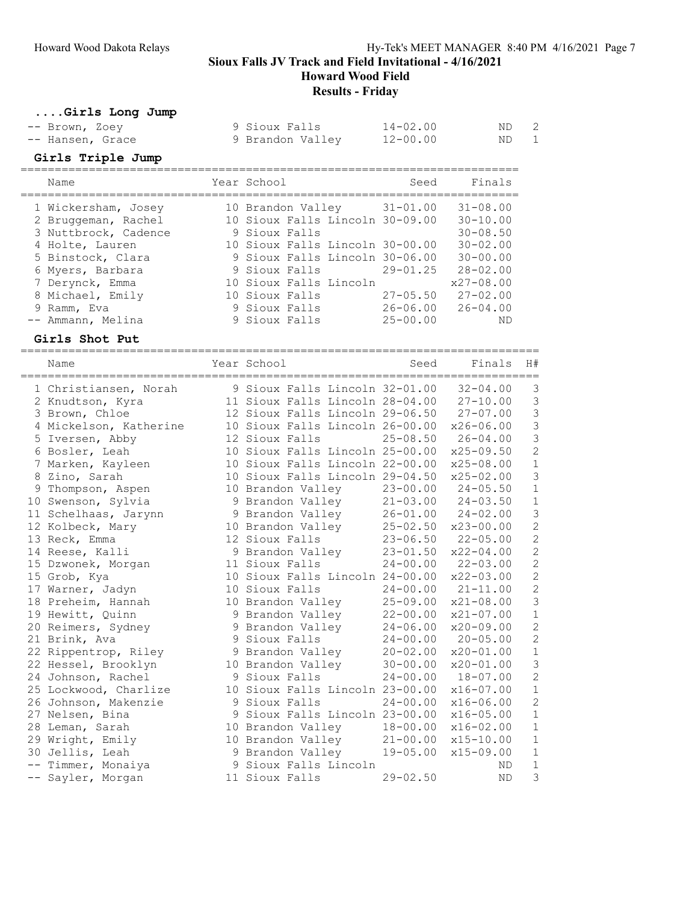## Sioux Falls JV Track and Field Invitational - 4/16/2021

### Howard Wood Field

### Results - Friday

### ....Girls Long Jump

| Name | Year | School | Seed | Finals | H# |
|---|---|---|---|---|---|
| -- Brown, Zoey | 9 | Sioux Falls | 14-02.00 | ND | 2 |
| -- Hansen, Grace | 9 | Brandon Valley | 12-00.00 | ND | 1 |

### Girls Triple Jump

| Name | Year | School | Seed | Finals |
|---|---|---|---|---|
| 1 Wickersham, Josey | 10 | Brandon Valley | 31-01.00 | 31-08.00 |
| 2 Bruggeman, Rachel | 10 | Sioux Falls Lincoln | 30-09.00 | 30-10.00 |
| 3 Nuttbrock, Cadence | 9 | Sioux Falls | | 30-08.50 |
| 4 Holte, Lauren | 10 | Sioux Falls Lincoln | 30-00.00 | 30-02.00 |
| 5 Binstock, Clara | 9 | Sioux Falls Lincoln | 30-06.00 | 30-00.00 |
| 6 Myers, Barbara | 9 | Sioux Falls | 29-01.25 | 28-02.00 |
| 7 Derynck, Emma | 10 | Sioux Falls Lincoln | | x27-08.00 |
| 8 Michael, Emily | 10 | Sioux Falls | 27-05.50 | 27-02.00 |
| 9 Ramm, Eva | 9 | Sioux Falls | 26-06.00 | 26-04.00 |
| -- Ammann, Melina | 9 | Sioux Falls | 25-00.00 | ND |

### Girls Shot Put

| Name | Year | School | Seed | Finals | H# |
|---|---|---|---|---|---|
| 1 Christiansen, Norah | 9 | Sioux Falls Lincoln | 32-01.00 | 32-04.00 | 3 |
| 2 Knudtson, Kyra | 11 | Sioux Falls Lincoln | 28-04.00 | 27-10.00 | 3 |
| 3 Brown, Chloe | 12 | Sioux Falls Lincoln | 29-06.50 | 27-07.00 | 3 |
| 4 Mickelson, Katherine | 10 | Sioux Falls Lincoln | 26-00.00 | x26-06.00 | 3 |
| 5 Iversen, Abby | 12 | Sioux Falls | 25-08.50 | 26-04.00 | 3 |
| 6 Bosler, Leah | 10 | Sioux Falls Lincoln | 25-00.00 | x25-09.50 | 2 |
| 7 Marken, Kayleen | 10 | Sioux Falls Lincoln | 22-00.00 | x25-08.00 | 1 |
| 8 Zino, Sarah | 10 | Sioux Falls Lincoln | 29-04.50 | x25-02.00 | 3 |
| 9 Thompson, Aspen | 10 | Brandon Valley | 23-00.00 | 24-05.50 | 1 |
| 10 Swenson, Sylvia | 9 | Brandon Valley | 21-03.00 | 24-03.50 | 1 |
| 11 Schelhaas, Jarynn | 9 | Brandon Valley | 26-01.00 | 24-02.00 | 3 |
| 12 Kolbeck, Mary | 10 | Brandon Valley | 25-02.50 | x23-00.00 | 2 |
| 13 Reck, Emma | 12 | Sioux Falls | 23-06.50 | 22-05.00 | 2 |
| 14 Reese, Kalli | 9 | Brandon Valley | 23-01.50 | x22-04.00 | 2 |
| 15 Dzwonek, Morgan | 11 | Sioux Falls | 24-00.00 | 22-03.00 | 2 |
| 15 Grob, Kya | 10 | Sioux Falls Lincoln | 24-00.00 | x22-03.00 | 2 |
| 17 Warner, Jadyn | 10 | Sioux Falls | 24-00.00 | 21-11.00 | 2 |
| 18 Preheim, Hannah | 10 | Brandon Valley | 25-09.00 | x21-08.00 | 3 |
| 19 Hewitt, Quinn | 9 | Brandon Valley | 22-00.00 | x21-07.00 | 1 |
| 20 Reimers, Sydney | 9 | Brandon Valley | 24-06.00 | x20-09.00 | 2 |
| 21 Brink, Ava | 9 | Sioux Falls | 24-00.00 | 20-05.00 | 2 |
| 22 Rippentrop, Riley | 9 | Brandon Valley | 20-02.00 | x20-01.00 | 1 |
| 22 Hessel, Brooklyn | 10 | Brandon Valley | 30-00.00 | x20-01.00 | 3 |
| 24 Johnson, Rachel | 9 | Sioux Falls | 24-00.00 | 18-07.00 | 2 |
| 25 Lockwood, Charlize | 10 | Sioux Falls Lincoln | 23-00.00 | x16-07.00 | 1 |
| 26 Johnson, Makenzie | 9 | Sioux Falls | 24-00.00 | x16-06.00 | 2 |
| 27 Nelsen, Bina | 9 | Sioux Falls Lincoln | 23-00.00 | x16-05.00 | 1 |
| 28 Leman, Sarah | 10 | Brandon Valley | 18-00.00 | x16-02.00 | 1 |
| 29 Wright, Emily | 10 | Brandon Valley | 21-00.00 | x15-10.00 | 1 |
| 30 Jellis, Leah | 9 | Brandon Valley | 19-05.00 | x15-09.00 | 1 |
| -- Timmer, Monaiya | 9 | Sioux Falls Lincoln | | ND | 1 |
| -- Sayler, Morgan | 11 | Sioux Falls | 29-02.50 | ND | 3 |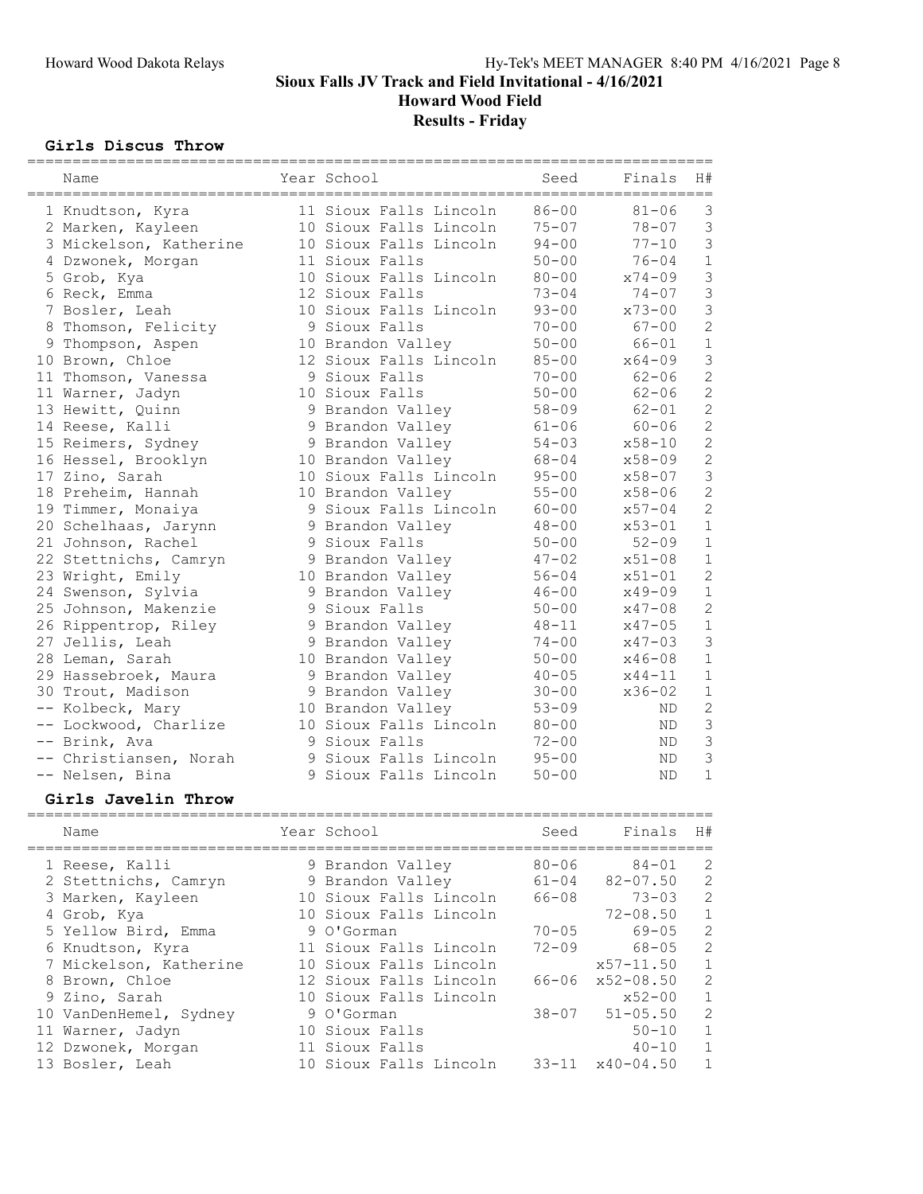## Sioux Falls JV Track and Field Invitational - 4/16/2021

### Howard Wood Field

### Results - Friday

#### Girls Discus Throw

| | Name | Year | School | Seed | Finals | H# |
|---|---|---|---|---|---|---|
| 1 | Knudtson, Kyra | 11 | Sioux Falls Lincoln | 86-00 | 81-06 | 3 |
| 2 | Marken, Kayleen | 10 | Sioux Falls Lincoln | 75-07 | 78-07 | 3 |
| 3 | Mickelson, Katherine | 10 | Sioux Falls Lincoln | 94-00 | 77-10 | 3 |
| 4 | Dzwonek, Morgan | 11 | Sioux Falls | 50-00 | 76-04 | 1 |
| 5 | Grob, Kya | 10 | Sioux Falls Lincoln | 80-00 | x74-09 | 3 |
| 6 | Reck, Emma | 12 | Sioux Falls | 73-04 | 74-07 | 3 |
| 7 | Bosler, Leah | 10 | Sioux Falls Lincoln | 93-00 | x73-00 | 3 |
| 8 | Thomson, Felicity | 9 | Sioux Falls | 70-00 | 67-00 | 2 |
| 9 | Thompson, Aspen | 10 | Brandon Valley | 50-00 | 66-01 | 1 |
| 10 | Brown, Chloe | 12 | Sioux Falls Lincoln | 85-00 | x64-09 | 3 |
| 11 | Thomson, Vanessa | 9 | Sioux Falls | 70-00 | 62-06 | 2 |
| 11 | Warner, Jadyn | 10 | Sioux Falls | 50-00 | 62-06 | 2 |
| 13 | Hewitt, Quinn | 9 | Brandon Valley | 58-09 | 62-01 | 2 |
| 14 | Reese, Kalli | 9 | Brandon Valley | 61-06 | 60-06 | 2 |
| 15 | Reimers, Sydney | 9 | Brandon Valley | 54-03 | x58-10 | 2 |
| 16 | Hessel, Brooklyn | 10 | Brandon Valley | 68-04 | x58-09 | 2 |
| 17 | Zino, Sarah | 10 | Sioux Falls Lincoln | 95-00 | x58-07 | 3 |
| 18 | Preheim, Hannah | 10 | Brandon Valley | 55-00 | x58-06 | 2 |
| 19 | Timmer, Monaiya | 9 | Sioux Falls Lincoln | 60-00 | x57-04 | 2 |
| 20 | Schelhaas, Jarynn | 9 | Brandon Valley | 48-00 | x53-01 | 1 |
| 21 | Johnson, Rachel | 9 | Sioux Falls | 50-00 | 52-09 | 1 |
| 22 | Stettnichs, Camryn | 9 | Brandon Valley | 47-02 | x51-08 | 1 |
| 23 | Wright, Emily | 10 | Brandon Valley | 56-04 | x51-01 | 2 |
| 24 | Swenson, Sylvia | 9 | Brandon Valley | 46-00 | x49-09 | 1 |
| 25 | Johnson, Makenzie | 9 | Sioux Falls | 50-00 | x47-08 | 2 |
| 26 | Rippentrop, Riley | 9 | Brandon Valley | 48-11 | x47-05 | 1 |
| 27 | Jellis, Leah | 9 | Brandon Valley | 74-00 | x47-03 | 3 |
| 28 | Leman, Sarah | 10 | Brandon Valley | 50-00 | x46-08 | 1 |
| 29 | Hassebroek, Maura | 9 | Brandon Valley | 40-05 | x44-11 | 1 |
| 30 | Trout, Madison | 9 | Brandon Valley | 30-00 | x36-02 | 1 |
| -- | Kolbeck, Mary | 10 | Brandon Valley | 53-09 | ND | 2 |
| -- | Lockwood, Charlize | 10 | Sioux Falls Lincoln | 80-00 | ND | 3 |
| -- | Brink, Ava | 9 | Sioux Falls | 72-00 | ND | 3 |
| -- | Christiansen, Norah | 9 | Sioux Falls Lincoln | 95-00 | ND | 3 |
| -- | Nelsen, Bina | 9 | Sioux Falls Lincoln | 50-00 | ND | 1 |

#### Girls Javelin Throw

| | Name | Year | School | Seed | Finals | H# |
|---|---|---|---|---|---|---|
| 1 | Reese, Kalli | 9 | Brandon Valley | 80-06 | 84-01 | 2 |
| 2 | Stettnichs, Camryn | 9 | Brandon Valley | 61-04 | 82-07.50 | 2 |
| 3 | Marken, Kayleen | 10 | Sioux Falls Lincoln | 66-08 | 73-03 | 2 |
| 4 | Grob, Kya | 10 | Sioux Falls Lincoln | | 72-08.50 | 1 |
| 5 | Yellow Bird, Emma | 9 | O'Gorman | 70-05 | 69-05 | 2 |
| 6 | Knudtson, Kyra | 11 | Sioux Falls Lincoln | 72-09 | 68-05 | 2 |
| 7 | Mickelson, Katherine | 10 | Sioux Falls Lincoln | | x57-11.50 | 1 |
| 8 | Brown, Chloe | 12 | Sioux Falls Lincoln | 66-06 | x52-08.50 | 2 |
| 9 | Zino, Sarah | 10 | Sioux Falls Lincoln | | x52-00 | 1 |
| 10 | VanDenHemel, Sydney | 9 | O'Gorman | 38-07 | 51-05.50 | 2 |
| 11 | Warner, Jadyn | 10 | Sioux Falls | | 50-10 | 1 |
| 12 | Dzwonek, Morgan | 11 | Sioux Falls | | 40-10 | 1 |
| 13 | Bosler, Leah | 10 | Sioux Falls Lincoln | 33-11 | x40-04.50 | 1 |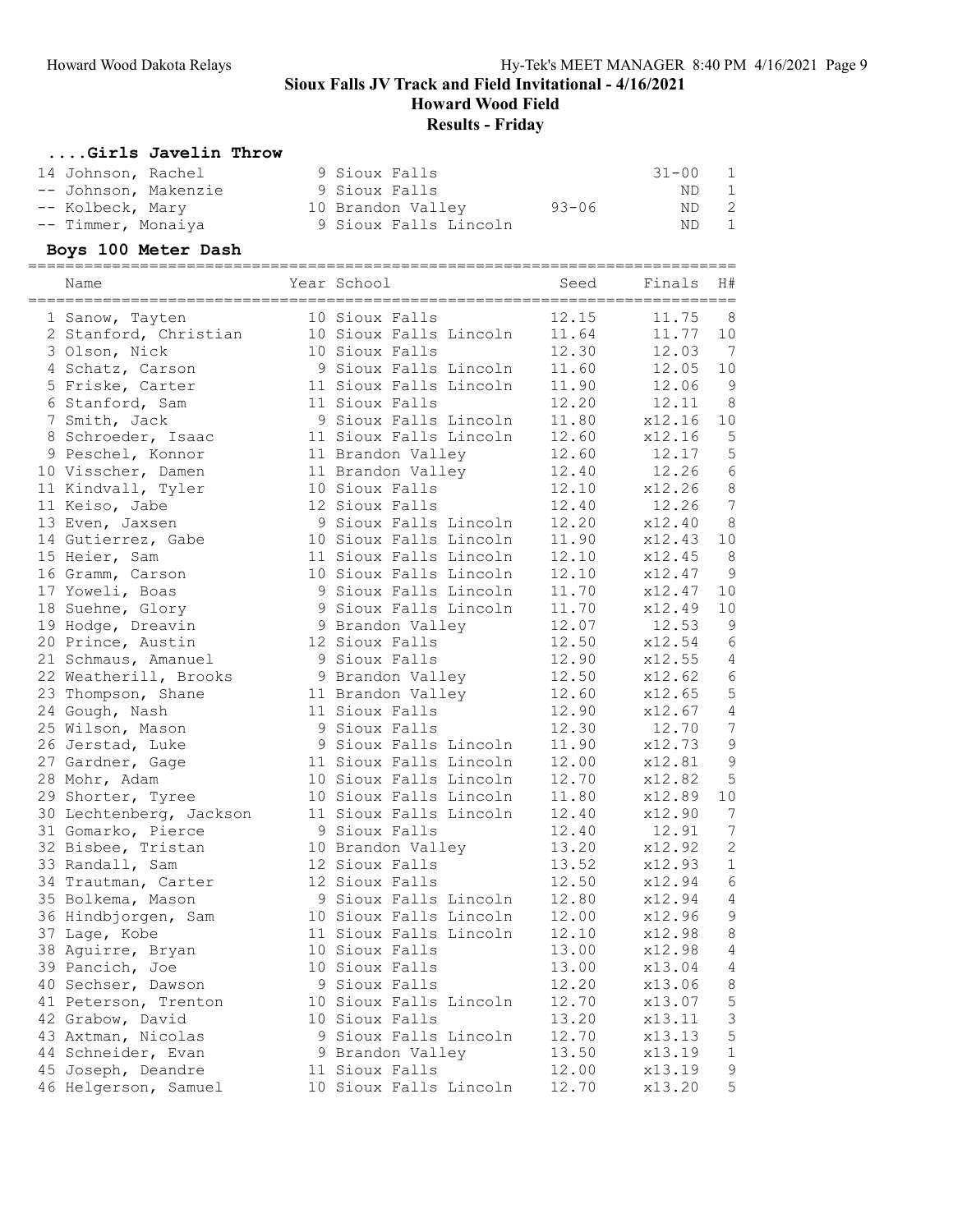## Sioux Falls JV Track and Field Invitational - 4/16/2021

### Howard Wood Field

### Results - Friday

#### ....Girls Javelin Throw

| Name | Year | School | Seed | Finals | H# |
|---|---|---|---|---|---|
| 14 Johnson, Rachel | 9 | Sioux Falls | | 31-00 | 1 |
| -- Johnson, Makenzie | 9 | Sioux Falls | | ND | 1 |
| -- Kolbeck, Mary | 10 | Brandon Valley | 93-06 | ND | 2 |
| -- Timmer, Monaiya | 9 | Sioux Falls Lincoln | | ND | 1 |

#### Boys 100 Meter Dash

| Name | Year | School | Seed | Finals | H# |
|---|---|---|---|---|---|
| 1 Sanow, Tayten | 10 | Sioux Falls | 12.15 | 11.75 | 8 |
| 2 Stanford, Christian | 10 | Sioux Falls Lincoln | 11.64 | 11.77 | 10 |
| 3 Olson, Nick | 10 | Sioux Falls | 12.30 | 12.03 | 7 |
| 4 Schatz, Carson | 9 | Sioux Falls Lincoln | 11.60 | 12.05 | 10 |
| 5 Friske, Carter | 11 | Sioux Falls Lincoln | 11.90 | 12.06 | 9 |
| 6 Stanford, Sam | 11 | Sioux Falls | 12.20 | 12.11 | 8 |
| 7 Smith, Jack | 9 | Sioux Falls Lincoln | 11.80 | x12.16 | 10 |
| 8 Schroeder, Isaac | 11 | Sioux Falls Lincoln | 12.60 | x12.16 | 5 |
| 9 Peschel, Konnor | 11 | Brandon Valley | 12.60 | 12.17 | 5 |
| 10 Visscher, Damen | 11 | Brandon Valley | 12.40 | 12.26 | 6 |
| 11 Kindvall, Tyler | 10 | Sioux Falls | 12.10 | x12.26 | 8 |
| 11 Keiso, Jabe | 12 | Sioux Falls | 12.40 | 12.26 | 7 |
| 13 Even, Jaxsen | 9 | Sioux Falls Lincoln | 12.20 | x12.40 | 8 |
| 14 Gutierrez, Gabe | 10 | Sioux Falls Lincoln | 11.90 | x12.43 | 10 |
| 15 Heier, Sam | 11 | Sioux Falls Lincoln | 12.10 | x12.45 | 8 |
| 16 Gramm, Carson | 10 | Sioux Falls Lincoln | 12.10 | x12.47 | 9 |
| 17 Yoweli, Boas | 9 | Sioux Falls Lincoln | 11.70 | x12.47 | 10 |
| 18 Suehne, Glory | 9 | Sioux Falls Lincoln | 11.70 | x12.49 | 10 |
| 19 Hodge, Dreavin | 9 | Brandon Valley | 12.07 | 12.53 | 9 |
| 20 Prince, Austin | 12 | Sioux Falls | 12.50 | x12.54 | 6 |
| 21 Schmaus, Amanuel | 9 | Sioux Falls | 12.90 | x12.55 | 4 |
| 22 Weatherill, Brooks | 9 | Brandon Valley | 12.50 | x12.62 | 6 |
| 23 Thompson, Shane | 11 | Brandon Valley | 12.60 | x12.65 | 5 |
| 24 Gough, Nash | 11 | Sioux Falls | 12.90 | x12.67 | 4 |
| 25 Wilson, Mason | 9 | Sioux Falls | 12.30 | 12.70 | 7 |
| 26 Jerstad, Luke | 9 | Sioux Falls Lincoln | 11.90 | x12.73 | 9 |
| 27 Gardner, Gage | 11 | Sioux Falls Lincoln | 12.00 | x12.81 | 9 |
| 28 Mohr, Adam | 10 | Sioux Falls Lincoln | 12.70 | x12.82 | 5 |
| 29 Shorter, Tyree | 10 | Sioux Falls Lincoln | 11.80 | x12.89 | 10 |
| 30 Lechtenberg, Jackson | 11 | Sioux Falls Lincoln | 12.40 | x12.90 | 7 |
| 31 Gomarko, Pierce | 9 | Sioux Falls | 12.40 | 12.91 | 7 |
| 32 Bisbee, Tristan | 10 | Brandon Valley | 13.20 | x12.92 | 2 |
| 33 Randall, Sam | 12 | Sioux Falls | 13.52 | x12.93 | 1 |
| 34 Trautman, Carter | 12 | Sioux Falls | 12.50 | x12.94 | 6 |
| 35 Bolkema, Mason | 9 | Sioux Falls Lincoln | 12.80 | x12.94 | 4 |
| 36 Hindbjorgen, Sam | 10 | Sioux Falls Lincoln | 12.00 | x12.96 | 9 |
| 37 Lage, Kobe | 11 | Sioux Falls Lincoln | 12.10 | x12.98 | 8 |
| 38 Aguirre, Bryan | 10 | Sioux Falls | 13.00 | x12.98 | 4 |
| 39 Pancich, Joe | 10 | Sioux Falls | 13.00 | x13.04 | 4 |
| 40 Sechser, Dawson | 9 | Sioux Falls | 12.20 | x13.06 | 8 |
| 41 Peterson, Trenton | 10 | Sioux Falls Lincoln | 12.70 | x13.07 | 5 |
| 42 Grabow, David | 10 | Sioux Falls | 13.20 | x13.11 | 3 |
| 43 Axtman, Nicolas | 9 | Sioux Falls Lincoln | 12.70 | x13.13 | 5 |
| 44 Schneider, Evan | 9 | Brandon Valley | 13.50 | x13.19 | 1 |
| 45 Joseph, Deandre | 11 | Sioux Falls | 12.00 | x13.19 | 9 |
| 46 Helgerson, Samuel | 10 | Sioux Falls Lincoln | 12.70 | x13.20 | 5 |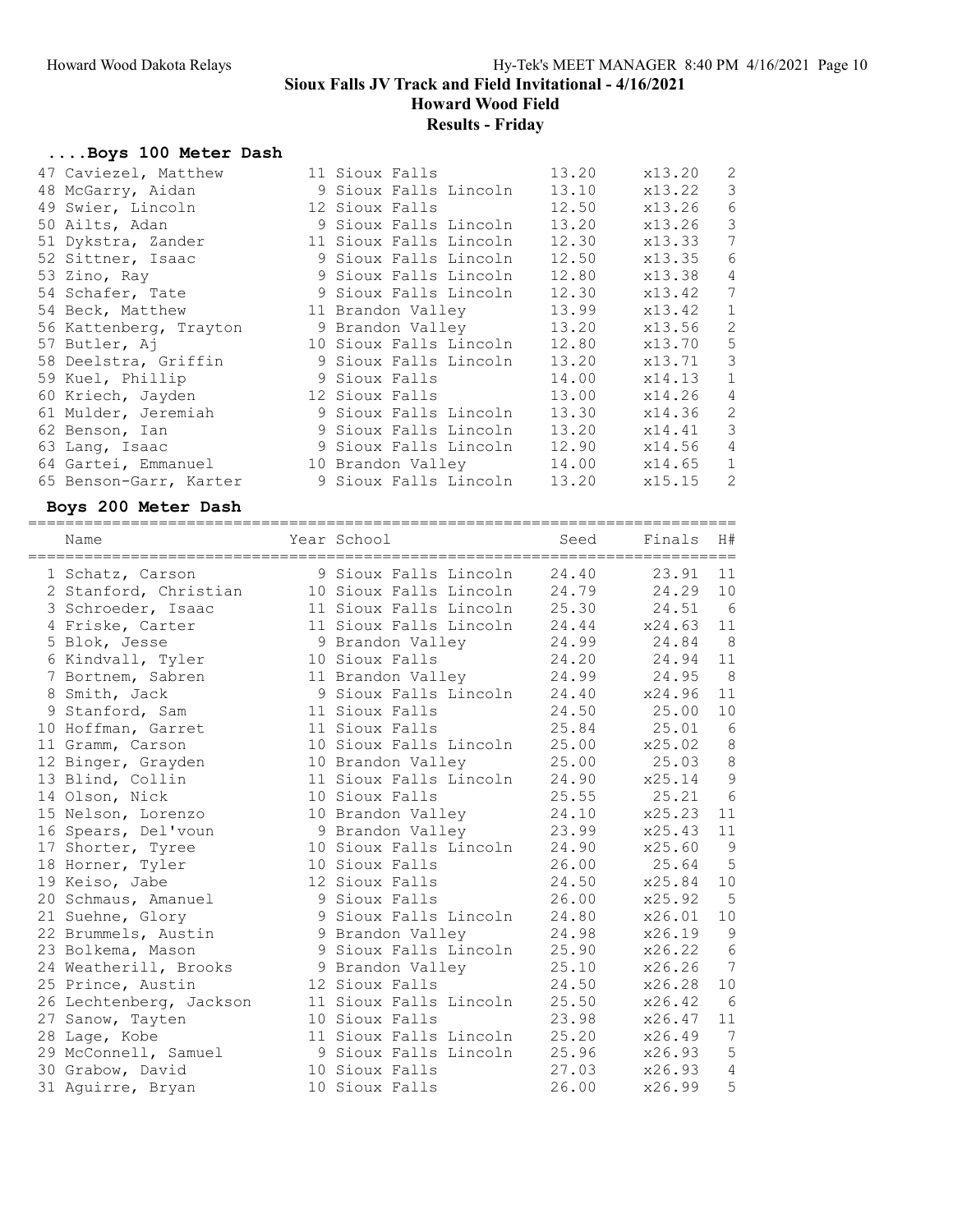## Sioux Falls JV Track and Field Invitational - 4/16/2021

### Howard Wood Field

### Results - Friday

#### ....Boys 100 Meter Dash

| Place | Name | Year | School | Seed | Finals | H# |
|---|---|---|---|---|---|---|
| 47 | Caviezel, Matthew | 11 | Sioux Falls | 13.20 | x13.20 | 2 |
| 48 | McGarry, Aidan | 9 | Sioux Falls Lincoln | 13.10 | x13.22 | 3 |
| 49 | Swier, Lincoln | 12 | Sioux Falls | 12.50 | x13.26 | 6 |
| 50 | Ailts, Adan | 9 | Sioux Falls Lincoln | 13.20 | x13.26 | 3 |
| 51 | Dykstra, Zander | 11 | Sioux Falls Lincoln | 12.30 | x13.33 | 7 |
| 52 | Sittner, Isaac | 9 | Sioux Falls Lincoln | 12.50 | x13.35 | 6 |
| 53 | Zino, Ray | 9 | Sioux Falls Lincoln | 12.80 | x13.38 | 4 |
| 54 | Schafer, Tate | 9 | Sioux Falls Lincoln | 12.30 | x13.42 | 7 |
| 54 | Beck, Matthew | 11 | Brandon Valley | 13.99 | x13.42 | 1 |
| 56 | Kattenberg, Trayton | 9 | Brandon Valley | 13.20 | x13.56 | 2 |
| 57 | Butler, Aj | 10 | Sioux Falls Lincoln | 12.80 | x13.70 | 5 |
| 58 | Deelstra, Griffin | 9 | Sioux Falls Lincoln | 13.20 | x13.71 | 3 |
| 59 | Kuel, Phillip | 9 | Sioux Falls | 14.00 | x14.13 | 1 |
| 60 | Kriech, Jayden | 12 | Sioux Falls | 13.00 | x14.26 | 4 |
| 61 | Mulder, Jeremiah | 9 | Sioux Falls Lincoln | 13.30 | x14.36 | 2 |
| 62 | Benson, Ian | 9 | Sioux Falls Lincoln | 13.20 | x14.41 | 3 |
| 63 | Lang, Isaac | 9 | Sioux Falls Lincoln | 12.90 | x14.56 | 4 |
| 64 | Gartei, Emmanuel | 10 | Brandon Valley | 14.00 | x14.65 | 1 |
| 65 | Benson-Garr, Karter | 9 | Sioux Falls Lincoln | 13.20 | x15.15 | 2 |

#### Boys 200 Meter Dash

| Place | Name | Year | School | Seed | Finals | H# |
|---|---|---|---|---|---|---|
| 1 | Schatz, Carson | 9 | Sioux Falls Lincoln | 24.40 | 23.91 | 11 |
| 2 | Stanford, Christian | 10 | Sioux Falls Lincoln | 24.79 | 24.29 | 10 |
| 3 | Schroeder, Isaac | 11 | Sioux Falls Lincoln | 25.30 | 24.51 | 6 |
| 4 | Friske, Carter | 11 | Sioux Falls Lincoln | 24.44 | x24.63 | 11 |
| 5 | Blok, Jesse | 9 | Brandon Valley | 24.99 | 24.84 | 8 |
| 6 | Kindvall, Tyler | 10 | Sioux Falls | 24.20 | 24.94 | 11 |
| 7 | Bortnem, Sabren | 11 | Brandon Valley | 24.99 | 24.95 | 8 |
| 8 | Smith, Jack | 9 | Sioux Falls Lincoln | 24.40 | x24.96 | 11 |
| 9 | Stanford, Sam | 11 | Sioux Falls | 24.50 | 25.00 | 10 |
| 10 | Hoffman, Garret | 11 | Sioux Falls | 25.84 | 25.01 | 6 |
| 11 | Gramm, Carson | 10 | Sioux Falls Lincoln | 25.00 | x25.02 | 8 |
| 12 | Binger, Grayden | 10 | Brandon Valley | 25.00 | 25.03 | 8 |
| 13 | Blind, Collin | 11 | Sioux Falls Lincoln | 24.90 | x25.14 | 9 |
| 14 | Olson, Nick | 10 | Sioux Falls | 25.55 | 25.21 | 6 |
| 15 | Nelson, Lorenzo | 10 | Brandon Valley | 24.10 | x25.23 | 11 |
| 16 | Spears, Del'voun | 9 | Brandon Valley | 23.99 | x25.43 | 11 |
| 17 | Shorter, Tyree | 10 | Sioux Falls Lincoln | 24.90 | x25.60 | 9 |
| 18 | Horner, Tyler | 10 | Sioux Falls | 26.00 | 25.64 | 5 |
| 19 | Keiso, Jabe | 12 | Sioux Falls | 24.50 | x25.84 | 10 |
| 20 | Schmaus, Amanuel | 9 | Sioux Falls | 26.00 | x25.92 | 5 |
| 21 | Suehne, Glory | 9 | Sioux Falls Lincoln | 24.80 | x26.01 | 10 |
| 22 | Brummels, Austin | 9 | Brandon Valley | 24.98 | x26.19 | 9 |
| 23 | Bolkema, Mason | 9 | Sioux Falls Lincoln | 25.90 | x26.22 | 6 |
| 24 | Weatherill, Brooks | 9 | Brandon Valley | 25.10 | x26.26 | 7 |
| 25 | Prince, Austin | 12 | Sioux Falls | 24.50 | x26.28 | 10 |
| 26 | Lechtenberg, Jackson | 11 | Sioux Falls Lincoln | 25.50 | x26.42 | 6 |
| 27 | Sanow, Tayten | 10 | Sioux Falls | 23.98 | x26.47 | 11 |
| 28 | Lage, Kobe | 11 | Sioux Falls Lincoln | 25.20 | x26.49 | 7 |
| 29 | McConnell, Samuel | 9 | Sioux Falls Lincoln | 25.96 | x26.93 | 5 |
| 30 | Grabow, David | 10 | Sioux Falls | 27.03 | x26.93 | 4 |
| 31 | Aguirre, Bryan | 10 | Sioux Falls | 26.00 | x26.99 | 5 |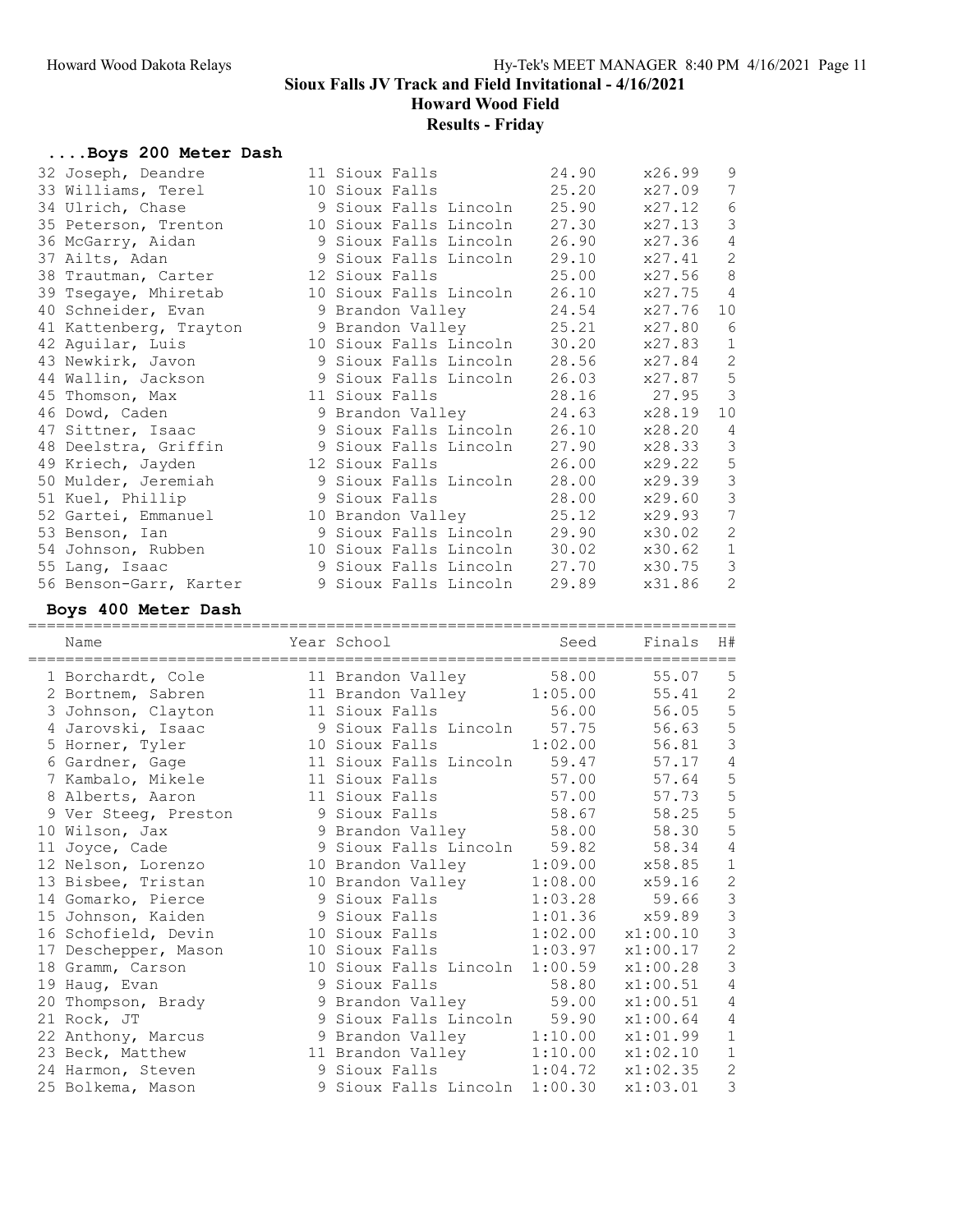# Sioux Falls JV Track and Field Invitational - 4/16/2021

## Howard Wood Field

## Results - Friday

### ....Boys 200 Meter Dash

| | Name | Year | School | Seed | Finals | H# |
|---|---|---|---|---|---|---|
| 32 | Joseph, Deandre | 11 | Sioux Falls | 24.90 | x26.99 | 9 |
| 33 | Williams, Terel | 10 | Sioux Falls | 25.20 | x27.09 | 7 |
| 34 | Ulrich, Chase | 9 | Sioux Falls Lincoln | 25.90 | x27.12 | 6 |
| 35 | Peterson, Trenton | 10 | Sioux Falls Lincoln | 27.30 | x27.13 | 3 |
| 36 | McGarry, Aidan | 9 | Sioux Falls Lincoln | 26.90 | x27.36 | 4 |
| 37 | Ailts, Adan | 9 | Sioux Falls Lincoln | 29.10 | x27.41 | 2 |
| 38 | Trautman, Carter | 12 | Sioux Falls | 25.00 | x27.56 | 8 |
| 39 | Tsegaye, Mhiretab | 10 | Sioux Falls Lincoln | 26.10 | x27.75 | 4 |
| 40 | Schneider, Evan | 9 | Brandon Valley | 24.54 | x27.76 | 10 |
| 41 | Kattenberg, Trayton | 9 | Brandon Valley | 25.21 | x27.80 | 6 |
| 42 | Aguilar, Luis | 10 | Sioux Falls Lincoln | 30.20 | x27.83 | 1 |
| 43 | Newkirk, Javon | 9 | Sioux Falls Lincoln | 28.56 | x27.84 | 2 |
| 44 | Wallin, Jackson | 9 | Sioux Falls Lincoln | 26.03 | x27.87 | 5 |
| 45 | Thomson, Max | 11 | Sioux Falls | 28.16 | 27.95 | 3 |
| 46 | Dowd, Caden | 9 | Brandon Valley | 24.63 | x28.19 | 10 |
| 47 | Sittner, Isaac | 9 | Sioux Falls Lincoln | 26.10 | x28.20 | 4 |
| 48 | Deelstra, Griffin | 9 | Sioux Falls Lincoln | 27.90 | x28.33 | 3 |
| 49 | Kriech, Jayden | 12 | Sioux Falls | 26.00 | x29.22 | 5 |
| 50 | Mulder, Jeremiah | 9 | Sioux Falls Lincoln | 28.00 | x29.39 | 3 |
| 51 | Kuel, Phillip | 9 | Sioux Falls | 28.00 | x29.60 | 3 |
| 52 | Gartei, Emmanuel | 10 | Brandon Valley | 25.12 | x29.93 | 7 |
| 53 | Benson, Ian | 9 | Sioux Falls Lincoln | 29.90 | x30.02 | 2 |
| 54 | Johnson, Rubben | 10 | Sioux Falls Lincoln | 30.02 | x30.62 | 1 |
| 55 | Lang, Isaac | 9 | Sioux Falls Lincoln | 27.70 | x30.75 | 3 |
| 56 | Benson-Garr, Karter | 9 | Sioux Falls Lincoln | 29.89 | x31.86 | 2 |

### Boys 400 Meter Dash

| | Name | Year | School | Seed | Finals | H# |
|---|---|---|---|---|---|---|
| 1 | Borchardt, Cole | 11 | Brandon Valley | 58.00 | 55.07 | 5 |
| 2 | Bortnem, Sabren | 11 | Brandon Valley | 1:05.00 | 55.41 | 2 |
| 3 | Johnson, Clayton | 11 | Sioux Falls | 56.00 | 56.05 | 5 |
| 4 | Jarovski, Isaac | 9 | Sioux Falls Lincoln | 57.75 | 56.63 | 5 |
| 5 | Horner, Tyler | 10 | Sioux Falls | 1:02.00 | 56.81 | 3 |
| 6 | Gardner, Gage | 11 | Sioux Falls Lincoln | 59.47 | 57.17 | 4 |
| 7 | Kambalo, Mikele | 11 | Sioux Falls | 57.00 | 57.64 | 5 |
| 8 | Alberts, Aaron | 11 | Sioux Falls | 57.00 | 57.73 | 5 |
| 9 | Ver Steeg, Preston | 9 | Sioux Falls | 58.67 | 58.25 | 5 |
| 10 | Wilson, Jax | 9 | Brandon Valley | 58.00 | 58.30 | 5 |
| 11 | Joyce, Cade | 9 | Sioux Falls Lincoln | 59.82 | 58.34 | 4 |
| 12 | Nelson, Lorenzo | 10 | Brandon Valley | 1:09.00 | x58.85 | 1 |
| 13 | Bisbee, Tristan | 10 | Brandon Valley | 1:08.00 | x59.16 | 2 |
| 14 | Gomarko, Pierce | 9 | Sioux Falls | 1:03.28 | 59.66 | 3 |
| 15 | Johnson, Kaiden | 9 | Sioux Falls | 1:01.36 | x59.89 | 3 |
| 16 | Schofield, Devin | 10 | Sioux Falls | 1:02.00 | x1:00.10 | 3 |
| 17 | Deschepper, Mason | 10 | Sioux Falls | 1:03.97 | x1:00.17 | 2 |
| 18 | Gramm, Carson | 10 | Sioux Falls Lincoln | 1:00.59 | x1:00.28 | 3 |
| 19 | Haug, Evan | 9 | Sioux Falls | 58.80 | x1:00.51 | 4 |
| 20 | Thompson, Brady | 9 | Brandon Valley | 59.00 | x1:00.51 | 4 |
| 21 | Rock, JT | 9 | Sioux Falls Lincoln | 59.90 | x1:00.64 | 4 |
| 22 | Anthony, Marcus | 9 | Brandon Valley | 1:10.00 | x1:01.99 | 1 |
| 23 | Beck, Matthew | 11 | Brandon Valley | 1:10.00 | x1:02.10 | 1 |
| 24 | Harmon, Steven | 9 | Sioux Falls | 1:04.72 | x1:02.35 | 2 |
| 25 | Bolkema, Mason | 9 | Sioux Falls Lincoln | 1:00.30 | x1:03.01 | 3 |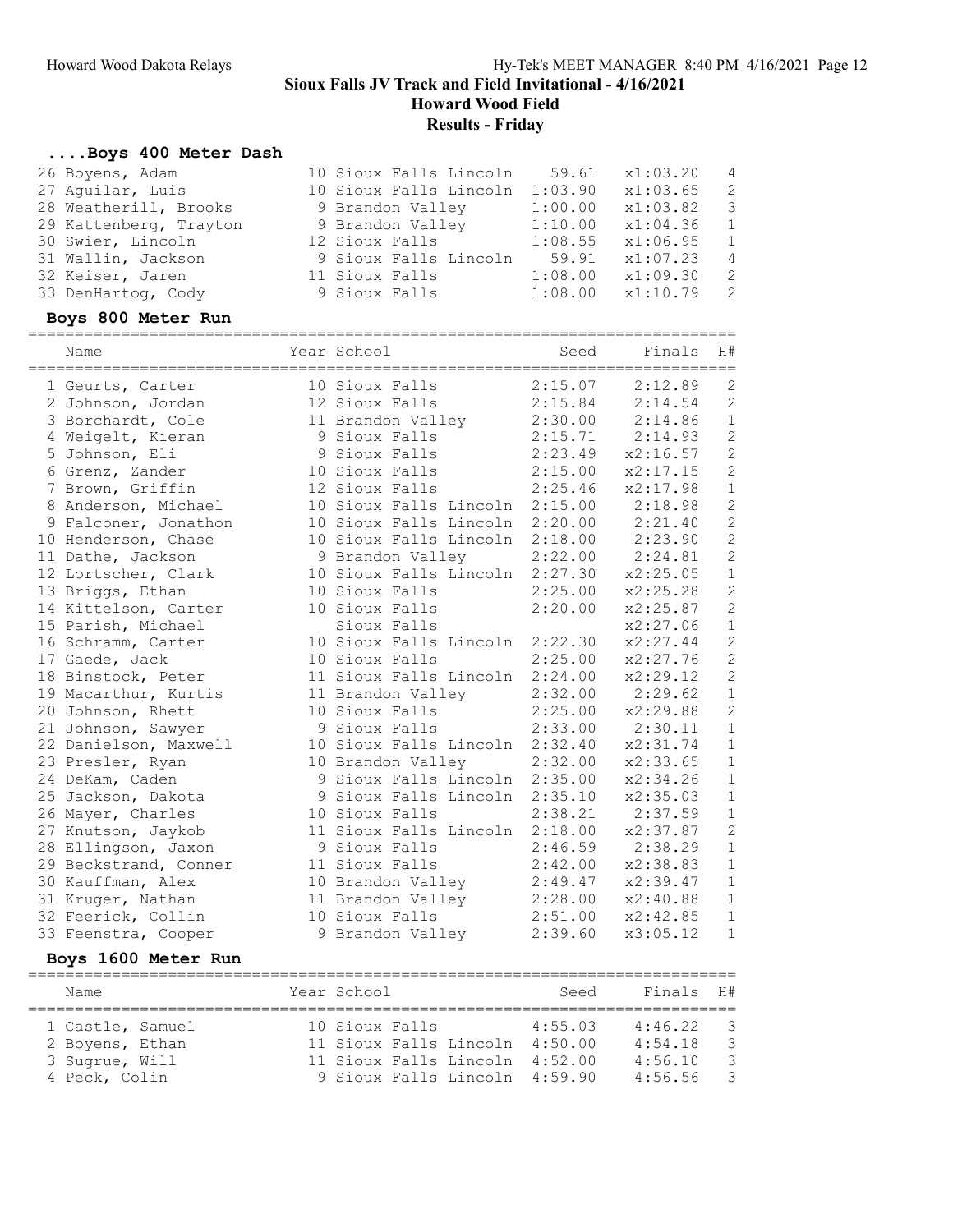## Sioux Falls JV Track and Field Invitational - 4/16/2021

### Howard Wood Field

### Results - Friday

### ....Boys 400 Meter Dash

| Place | Name | Year | School | Seed | Finals | H# |
|---|---|---|---|---|---|---|
| 26 | Boyens, Adam | 10 | Sioux Falls Lincoln | 59.61 | x1:03.20 | 4 |
| 27 | Aguilar, Luis | 10 | Sioux Falls Lincoln | 1:03.90 | x1:03.65 | 2 |
| 28 | Weatherill, Brooks | 9 | Brandon Valley | 1:00.00 | x1:03.82 | 3 |
| 29 | Kattenberg, Trayton | 9 | Brandon Valley | 1:10.00 | x1:04.36 | 1 |
| 30 | Swier, Lincoln | 12 | Sioux Falls | 1:08.55 | x1:06.95 | 1 |
| 31 | Wallin, Jackson | 9 | Sioux Falls Lincoln | 59.91 | x1:07.23 | 4 |
| 32 | Keiser, Jaren | 11 | Sioux Falls | 1:08.00 | x1:09.30 | 2 |
| 33 | DenHartog, Cody | 9 | Sioux Falls | 1:08.00 | x1:10.79 | 2 |

### Boys 800 Meter Run

| Place | Name | Year | School | Seed | Finals | H# |
|---|---|---|---|---|---|---|
| 1 | Geurts, Carter | 10 | Sioux Falls | 2:15.07 | 2:12.89 | 2 |
| 2 | Johnson, Jordan | 12 | Sioux Falls | 2:15.84 | 2:14.54 | 2 |
| 3 | Borchardt, Cole | 11 | Brandon Valley | 2:30.00 | 2:14.86 | 1 |
| 4 | Weigelt, Kieran | 9 | Sioux Falls | 2:15.71 | 2:14.93 | 2 |
| 5 | Johnson, Eli | 9 | Sioux Falls | 2:23.49 | x2:16.57 | 2 |
| 6 | Grenz, Zander | 10 | Sioux Falls | 2:15.00 | x2:17.15 | 2 |
| 7 | Brown, Griffin | 12 | Sioux Falls | 2:25.46 | x2:17.98 | 1 |
| 8 | Anderson, Michael | 10 | Sioux Falls Lincoln | 2:15.00 | 2:18.98 | 2 |
| 9 | Falconer, Jonathon | 10 | Sioux Falls Lincoln | 2:20.00 | 2:21.40 | 2 |
| 10 | Henderson, Chase | 10 | Sioux Falls Lincoln | 2:18.00 | 2:23.90 | 2 |
| 11 | Dathe, Jackson | 9 | Brandon Valley | 2:22.00 | 2:24.81 | 2 |
| 12 | Lortscher, Clark | 10 | Sioux Falls Lincoln | 2:27.30 | x2:25.05 | 1 |
| 13 | Briggs, Ethan | 10 | Sioux Falls | 2:25.00 | x2:25.28 | 2 |
| 14 | Kittelson, Carter | 10 | Sioux Falls | 2:20.00 | x2:25.87 | 2 |
| 15 | Parish, Michael | | Sioux Falls | | x2:27.06 | 1 |
| 16 | Schramm, Carter | 10 | Sioux Falls Lincoln | 2:22.30 | x2:27.44 | 2 |
| 17 | Gaede, Jack | 10 | Sioux Falls | 2:25.00 | x2:27.76 | 2 |
| 18 | Binstock, Peter | 11 | Sioux Falls Lincoln | 2:24.00 | x2:29.12 | 2 |
| 19 | Macarthur, Kurtis | 11 | Brandon Valley | 2:32.00 | 2:29.62 | 1 |
| 20 | Johnson, Rhett | 10 | Sioux Falls | 2:25.00 | x2:29.88 | 2 |
| 21 | Johnson, Sawyer | 9 | Sioux Falls | 2:33.00 | 2:30.11 | 1 |
| 22 | Danielson, Maxwell | 10 | Sioux Falls Lincoln | 2:32.40 | x2:31.74 | 1 |
| 23 | Presler, Ryan | 10 | Brandon Valley | 2:32.00 | x2:33.65 | 1 |
| 24 | DeKam, Caden | 9 | Sioux Falls Lincoln | 2:35.00 | x2:34.26 | 1 |
| 25 | Jackson, Dakota | 9 | Sioux Falls Lincoln | 2:35.10 | x2:35.03 | 1 |
| 26 | Mayer, Charles | 10 | Sioux Falls | 2:38.21 | 2:37.59 | 1 |
| 27 | Knutson, Jaykob | 11 | Sioux Falls Lincoln | 2:18.00 | x2:37.87 | 2 |
| 28 | Ellingson, Jaxon | 9 | Sioux Falls | 2:46.59 | 2:38.29 | 1 |
| 29 | Beckstrand, Conner | 11 | Sioux Falls | 2:42.00 | x2:38.83 | 1 |
| 30 | Kauffman, Alex | 10 | Brandon Valley | 2:49.47 | x2:39.47 | 1 |
| 31 | Kruger, Nathan | 11 | Brandon Valley | 2:28.00 | x2:40.88 | 1 |
| 32 | Feerick, Collin | 10 | Sioux Falls | 2:51.00 | x2:42.85 | 1 |
| 33 | Feenstra, Cooper | 9 | Brandon Valley | 2:39.60 | x3:05.12 | 1 |

### Boys 1600 Meter Run

| Place | Name | Year | School | Seed | Finals | H# |
|---|---|---|---|---|---|---|
| 1 | Castle, Samuel | 10 | Sioux Falls | 4:55.03 | 4:46.22 | 3 |
| 2 | Boyens, Ethan | 11 | Sioux Falls Lincoln | 4:50.00 | 4:54.18 | 3 |
| 3 | Sugrue, Will | 11 | Sioux Falls Lincoln | 4:52.00 | 4:56.10 | 3 |
| 4 | Peck, Colin | 9 | Sioux Falls Lincoln | 4:59.90 | 4:56.56 | 3 |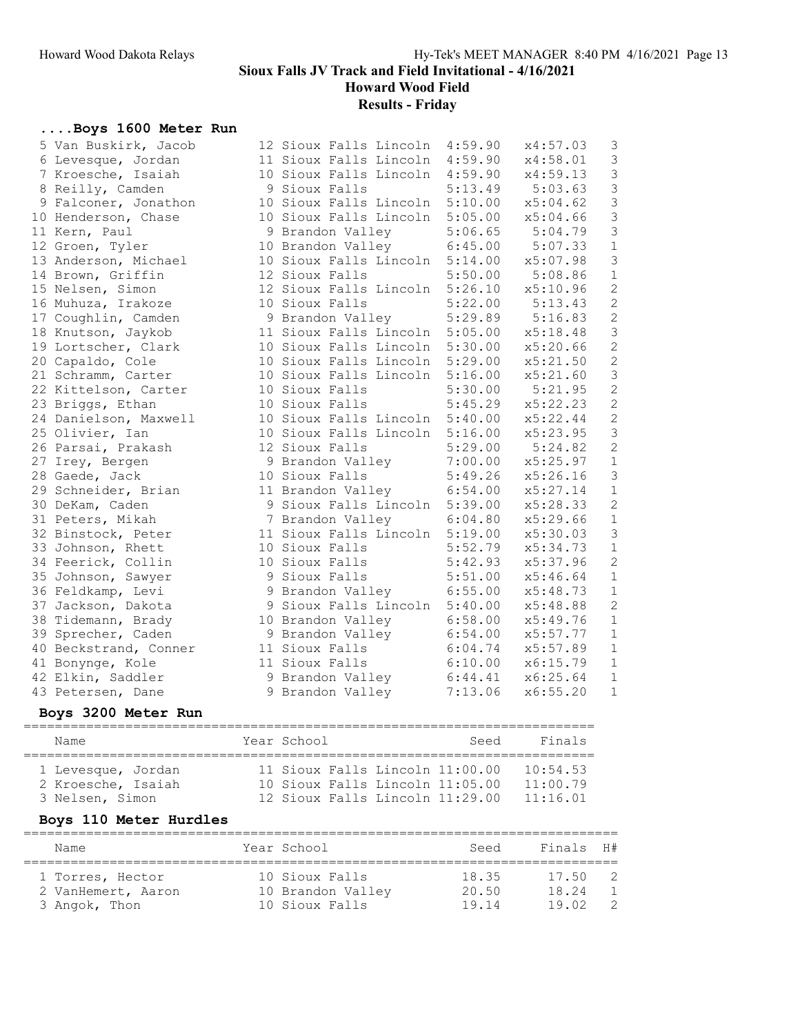## Sioux Falls JV Track and Field Invitational - 4/16/2021
### Howard Wood Field
### Results - Friday

### ....Boys 1600 Meter Run

| Place | Name | Year | School | Seed | Finals | H# |
|---|---|---|---|---|---|---|
| 5 | Van Buskirk, Jacob | 12 | Sioux Falls Lincoln | 4:59.90 | x4:57.03 | 3 |
| 6 | Levesque, Jordan | 11 | Sioux Falls Lincoln | 4:59.90 | x4:58.01 | 3 |
| 7 | Kroesche, Isaiah | 10 | Sioux Falls Lincoln | 4:59.90 | x4:59.13 | 3 |
| 8 | Reilly, Camden | 9 | Sioux Falls | 5:13.49 | 5:03.63 | 3 |
| 9 | Falconer, Jonathon | 10 | Sioux Falls Lincoln | 5:10.00 | x5:04.62 | 3 |
| 10 | Henderson, Chase | 10 | Sioux Falls Lincoln | 5:05.00 | x5:04.66 | 3 |
| 11 | Kern, Paul | 9 | Brandon Valley | 5:06.65 | 5:04.79 | 3 |
| 12 | Groen, Tyler | 10 | Brandon Valley | 6:45.00 | 5:07.33 | 1 |
| 13 | Anderson, Michael | 10 | Sioux Falls Lincoln | 5:14.00 | x5:07.98 | 3 |
| 14 | Brown, Griffin | 12 | Sioux Falls | 5:50.00 | 5:08.86 | 1 |
| 15 | Nelsen, Simon | 12 | Sioux Falls Lincoln | 5:26.10 | x5:10.96 | 2 |
| 16 | Muhuza, Irakoze | 10 | Sioux Falls | 5:22.00 | 5:13.43 | 2 |
| 17 | Coughlin, Camden | 9 | Brandon Valley | 5:29.89 | 5:16.83 | 2 |
| 18 | Knutson, Jaykob | 11 | Sioux Falls Lincoln | 5:05.00 | x5:18.48 | 3 |
| 19 | Lortscher, Clark | 10 | Sioux Falls Lincoln | 5:30.00 | x5:20.66 | 2 |
| 20 | Capaldo, Cole | 10 | Sioux Falls Lincoln | 5:29.00 | x5:21.50 | 2 |
| 21 | Schramm, Carter | 10 | Sioux Falls Lincoln | 5:16.00 | x5:21.60 | 3 |
| 22 | Kittelson, Carter | 10 | Sioux Falls | 5:30.00 | 5:21.95 | 2 |
| 23 | Briggs, Ethan | 10 | Sioux Falls | 5:45.29 | x5:22.23 | 2 |
| 24 | Danielson, Maxwell | 10 | Sioux Falls Lincoln | 5:40.00 | x5:22.44 | 2 |
| 25 | Olivier, Ian | 10 | Sioux Falls Lincoln | 5:16.00 | x5:23.95 | 3 |
| 26 | Parsai, Prakash | 12 | Sioux Falls | 5:29.00 | 5:24.82 | 2 |
| 27 | Irey, Bergen | 9 | Brandon Valley | 7:00.00 | x5:25.97 | 1 |
| 28 | Gaede, Jack | 10 | Sioux Falls | 5:49.26 | x5:26.16 | 3 |
| 29 | Schneider, Brian | 11 | Brandon Valley | 6:54.00 | x5:27.14 | 1 |
| 30 | DeKam, Caden | 9 | Sioux Falls Lincoln | 5:39.00 | x5:28.33 | 2 |
| 31 | Peters, Mikah | 7 | Brandon Valley | 6:04.80 | x5:29.66 | 1 |
| 32 | Binstock, Peter | 11 | Sioux Falls Lincoln | 5:19.00 | x5:30.03 | 3 |
| 33 | Johnson, Rhett | 10 | Sioux Falls | 5:52.79 | x5:34.73 | 1 |
| 34 | Feerick, Collin | 10 | Sioux Falls | 5:42.93 | x5:37.96 | 2 |
| 35 | Johnson, Sawyer | 9 | Sioux Falls | 5:51.00 | x5:46.64 | 1 |
| 36 | Feldkamp, Levi | 9 | Brandon Valley | 6:55.00 | x5:48.73 | 1 |
| 37 | Jackson, Dakota | 9 | Sioux Falls Lincoln | 5:40.00 | x5:48.88 | 2 |
| 38 | Tidemann, Brady | 10 | Brandon Valley | 6:58.00 | x5:49.76 | 1 |
| 39 | Sprecher, Caden | 9 | Brandon Valley | 6:54.00 | x5:57.77 | 1 |
| 40 | Beckstrand, Conner | 11 | Sioux Falls | 6:04.74 | x5:57.89 | 1 |
| 41 | Bonynge, Kole | 11 | Sioux Falls | 6:10.00 | x6:15.79 | 1 |
| 42 | Elkin, Saddler | 9 | Brandon Valley | 6:44.41 | x6:25.64 | 1 |
| 43 | Petersen, Dane | 9 | Brandon Valley | 7:13.06 | x6:55.20 | 1 |

### Boys 3200 Meter Run

| Place | Name | Year | School | Seed | Finals |
|---|---|---|---|---|---|
| 1 | Levesque, Jordan | 11 | Sioux Falls Lincoln | 11:00.00 | 10:54.53 |
| 2 | Kroesche, Isaiah | 10 | Sioux Falls Lincoln | 11:05.00 | 11:00.79 |
| 3 | Nelsen, Simon | 12 | Sioux Falls Lincoln | 11:29.00 | 11:16.01 |

### Boys 110 Meter Hurdles

| Place | Name | Year | School | Seed | Finals | H# |
|---|---|---|---|---|---|---|
| 1 | Torres, Hector | 10 | Sioux Falls | 18.35 | 17.50 | 2 |
| 2 | VanHemert, Aaron | 10 | Brandon Valley | 20.50 | 18.24 | 1 |
| 3 | Angok, Thon | 10 | Sioux Falls | 19.14 | 19.02 | 2 |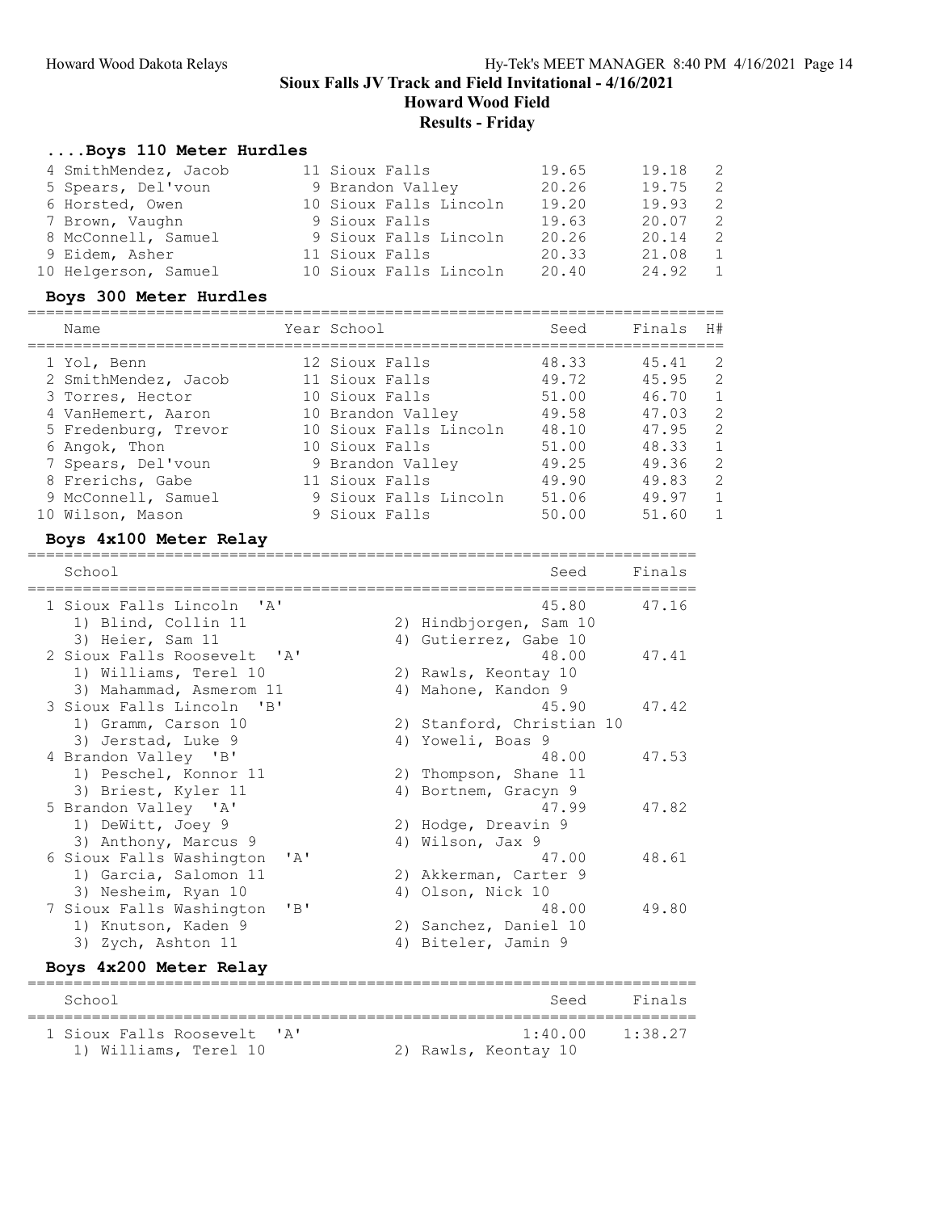## Sioux Falls JV Track and Field Invitational - 4/16/2021

### Howard Wood Field

### Results - Friday

### ....Boys 110 Meter Hurdles

| Name | Year | School | Seed | Finals | H# |
|---|---|---|---|---|---|
| 4 SmithMendez, Jacob | 11 | Sioux Falls | 19.65 | 19.18 | 2 |
| 5 Spears, Del'voun | 9 | Brandon Valley | 20.26 | 19.75 | 2 |
| 6 Horsted, Owen | 10 | Sioux Falls Lincoln | 19.20 | 19.93 | 2 |
| 7 Brown, Vaughn | 9 | Sioux Falls | 19.63 | 20.07 | 2 |
| 8 McConnell, Samuel | 9 | Sioux Falls Lincoln | 20.26 | 20.14 | 2 |
| 9 Eidem, Asher | 11 | Sioux Falls | 20.33 | 21.08 | 1 |
| 10 Helgerson, Samuel | 10 | Sioux Falls Lincoln | 20.40 | 24.92 | 1 |

### Boys 300 Meter Hurdles

| Name | Year | School | Seed | Finals | H# |
|---|---|---|---|---|---|
| 1 Yol, Benn | 12 | Sioux Falls | 48.33 | 45.41 | 2 |
| 2 SmithMendez, Jacob | 11 | Sioux Falls | 49.72 | 45.95 | 2 |
| 3 Torres, Hector | 10 | Sioux Falls | 51.00 | 46.70 | 1 |
| 4 VanHemert, Aaron | 10 | Brandon Valley | 49.58 | 47.03 | 2 |
| 5 Fredenburg, Trevor | 10 | Sioux Falls Lincoln | 48.10 | 47.95 | 2 |
| 6 Angok, Thon | 10 | Sioux Falls | 51.00 | 48.33 | 1 |
| 7 Spears, Del'voun | 9 | Brandon Valley | 49.25 | 49.36 | 2 |
| 8 Frerichs, Gabe | 11 | Sioux Falls | 49.90 | 49.83 | 2 |
| 9 McConnell, Samuel | 9 | Sioux Falls Lincoln | 51.06 | 49.97 | 1 |
| 10 Wilson, Mason | 9 | Sioux Falls | 50.00 | 51.60 | 1 |

### Boys 4x100 Meter Relay

| School | Seed | Finals |
|---|---|---|
| 1 Sioux Falls Lincoln 'A' | 45.80 | 47.16 |
| 1) Blind, Collin 11; 2) Hindbjorgen, Sam 10; 3) Heier, Sam 11; 4) Gutierrez, Gabe 10 | | |
| 2 Sioux Falls Roosevelt 'A' | 48.00 | 47.41 |
| 1) Williams, Terel 10; 2) Rawls, Keontay 10; 3) Mahammad, Asmerom 11; 4) Mahone, Kandon 9 | | |
| 3 Sioux Falls Lincoln 'B' | 45.90 | 47.42 |
| 1) Gramm, Carson 10; 2) Stanford, Christian 10; 3) Jerstad, Luke 9; 4) Yoweli, Boas 9 | | |
| 4 Brandon Valley 'B' | 48.00 | 47.53 |
| 1) Peschel, Konnor 11; 2) Thompson, Shane 11; 3) Briest, Kyler 11; 4) Bortnem, Gracyn 9 | | |
| 5 Brandon Valley 'A' | 47.99 | 47.82 |
| 1) DeWitt, Joey 9; 2) Hodge, Dreavin 9; 3) Anthony, Marcus 9; 4) Wilson, Jax 9 | | |
| 6 Sioux Falls Washington 'A' | 47.00 | 48.61 |
| 1) Garcia, Salomon 11; 2) Akkerman, Carter 9; 3) Nesheim, Ryan 10; 4) Olson, Nick 10 | | |
| 7 Sioux Falls Washington 'B' | 48.00 | 49.80 |
| 1) Knutson, Kaden 9; 2) Sanchez, Daniel 10; 3) Zych, Ashton 11; 4) Biteler, Jamin 9 | | |

### Boys 4x200 Meter Relay

| School | Seed | Finals |
|---|---|---|
| 1 Sioux Falls Roosevelt 'A' | 1:40.00 | 1:38.27 |
| 1) Williams, Terel 10; 2) Rawls, Keontay 10 | | |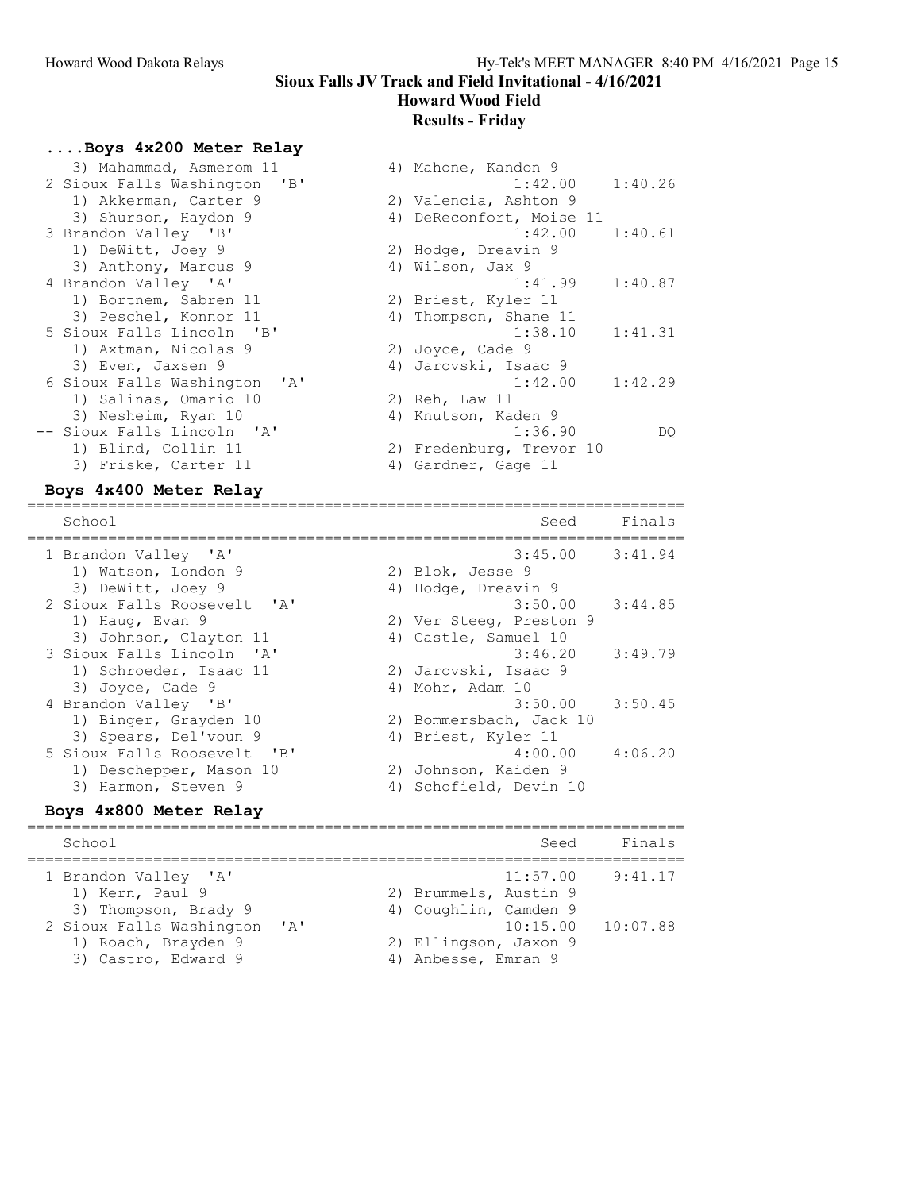## Sioux Falls JV Track and Field Invitational - 4/16/2021

### Howard Wood Field

### Results - Friday

#### ....Boys 4x200 Meter Relay

| Place | School | Seed | Finals |
|---|---|---|---|
| | 3) Mahammad, Asmerom 11 | 4) Mahone, Kandon 9 | |
| 2 | Sioux Falls Washington 'B' | 1:42.00 | 1:40.26 |
| | 1) Akkerman, Carter 9 | 2) Valencia, Ashton 9 | |
| | 3) Shurson, Haydon 9 | 4) DeReconfort, Moise 11 | |
| 3 | Brandon Valley 'B' | 1:42.00 | 1:40.61 |
| | 1) DeWitt, Joey 9 | 2) Hodge, Dreavin 9 | |
| | 3) Anthony, Marcus 9 | 4) Wilson, Jax 9 | |
| 4 | Brandon Valley 'A' | 1:41.99 | 1:40.87 |
| | 1) Bortnem, Sabren 11 | 2) Briest, Kyler 11 | |
| | 3) Peschel, Konnor 11 | 4) Thompson, Shane 11 | |
| 5 | Sioux Falls Lincoln 'B' | 1:38.10 | 1:41.31 |
| | 1) Axtman, Nicolas 9 | 2) Joyce, Cade 9 | |
| | 3) Even, Jaxsen 9 | 4) Jarovski, Isaac 9 | |
| 6 | Sioux Falls Washington 'A' | 1:42.00 | 1:42.29 |
| | 1) Salinas, Omario 10 | 2) Reh, Law 11 | |
| | 3) Nesheim, Ryan 10 | 4) Knutson, Kaden 9 | |
| -- | Sioux Falls Lincoln 'A' | 1:36.90 | DQ |
| | 1) Blind, Collin 11 | 2) Fredenburg, Trevor 10 | |
| | 3) Friske, Carter 11 | 4) Gardner, Gage 11 | |

#### Boys 4x400 Meter Relay

| Place | School | Seed | Finals |
|---|---|---|---|
| 1 | Brandon Valley 'A' | 3:45.00 | 3:41.94 |
| | 1) Watson, London 9 | 2) Blok, Jesse 9 | |
| | 3) DeWitt, Joey 9 | 4) Hodge, Dreavin 9 | |
| 2 | Sioux Falls Roosevelt 'A' | 3:50.00 | 3:44.85 |
| | 1) Haug, Evan 9 | 2) Ver Steeg, Preston 9 | |
| | 3) Johnson, Clayton 11 | 4) Castle, Samuel 10 | |
| 3 | Sioux Falls Lincoln 'A' | 3:46.20 | 3:49.79 |
| | 1) Schroeder, Isaac 11 | 2) Jarovski, Isaac 9 | |
| | 3) Joyce, Cade 9 | 4) Mohr, Adam 10 | |
| 4 | Brandon Valley 'B' | 3:50.00 | 3:50.45 |
| | 1) Binger, Grayden 10 | 2) Bommersbach, Jack 10 | |
| | 3) Spears, Del'voun 9 | 4) Briest, Kyler 11 | |
| 5 | Sioux Falls Roosevelt 'B' | 4:00.00 | 4:06.20 |
| | 1) Deschepper, Mason 10 | 2) Johnson, Kaiden 9 | |
| | 3) Harmon, Steven 9 | 4) Schofield, Devin 10 | |

#### Boys 4x800 Meter Relay

| Place | School | Seed | Finals |
|---|---|---|---|
| 1 | Brandon Valley 'A' | 11:57.00 | 9:41.17 |
| | 1) Kern, Paul 9 | 2) Brummels, Austin 9 | |
| | 3) Thompson, Brady 9 | 4) Coughlin, Camden 9 | |
| 2 | Sioux Falls Washington 'A' | 10:15.00 | 10:07.88 |
| | 1) Roach, Brayden 9 | 2) Ellingson, Jaxon 9 | |
| | 3) Castro, Edward 9 | 4) Anbesse, Emran 9 | |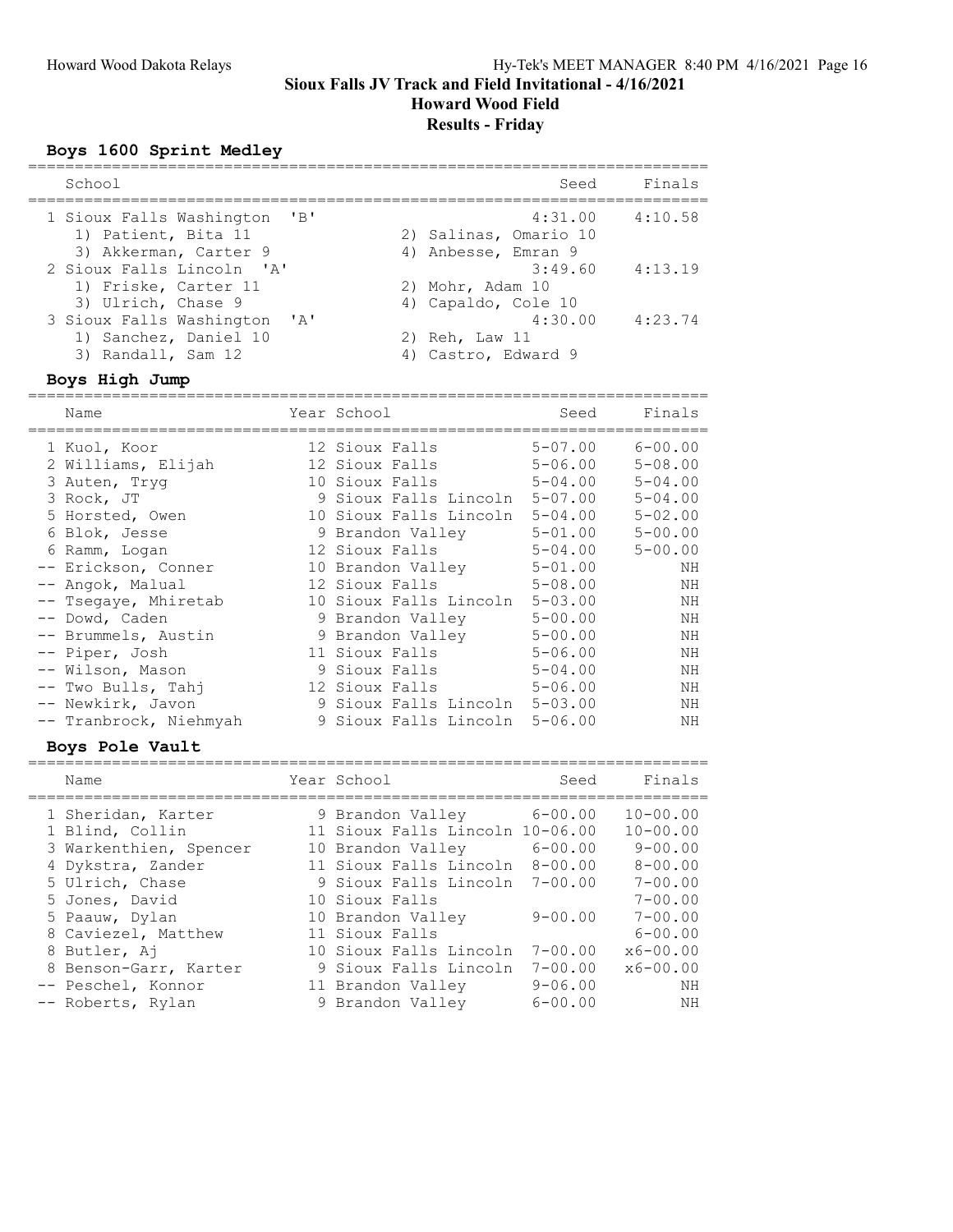## Sioux Falls JV Track and Field Invitational - 4/16/2021

### Howard Wood Field

### Results - Friday

### Boys 1600 Sprint Medley

| | School | Seed | Finals |
|---|---|---|---|
| 1 | Sioux Falls Washington 'B' | 4:31.00 | 4:10.58 |
| | 1) Patient, Bita 11; 2) Salinas, Omario 10; 3) Akkerman, Carter 9; 4) Anbesse, Emran 9 | | |
| 2 | Sioux Falls Lincoln 'A' | 3:49.60 | 4:13.19 |
| | 1) Friske, Carter 11; 2) Mohr, Adam 10; 3) Ulrich, Chase 9; 4) Capaldo, Cole 10 | | |
| 3 | Sioux Falls Washington 'A' | 4:30.00 | 4:23.74 |
| | 1) Sanchez, Daniel 10; 2) Reh, Law 11; 3) Randall, Sam 12; 4) Castro, Edward 9 | | |

### Boys High Jump

| | Name | Year | School | Seed | Finals |
|---|---|---|---|---|---|
| 1 | Kuol, Koor | 12 | Sioux Falls | 5-07.00 | 6-00.00 |
| 2 | Williams, Elijah | 12 | Sioux Falls | 5-06.00 | 5-08.00 |
| 3 | Auten, Tryg | 10 | Sioux Falls | 5-04.00 | 5-04.00 |
| 3 | Rock, JT | 9 | Sioux Falls Lincoln | 5-07.00 | 5-04.00 |
| 5 | Horsted, Owen | 10 | Sioux Falls Lincoln | 5-04.00 | 5-02.00 |
| 6 | Blok, Jesse | 9 | Brandon Valley | 5-01.00 | 5-00.00 |
| 6 | Ramm, Logan | 12 | Sioux Falls | 5-04.00 | 5-00.00 |
| -- | Erickson, Conner | 10 | Brandon Valley | 5-01.00 | NH |
| -- | Angok, Malual | 12 | Sioux Falls | 5-08.00 | NH |
| -- | Tsegaye, Mhiretab | 10 | Sioux Falls Lincoln | 5-03.00 | NH |
| -- | Dowd, Caden | 9 | Brandon Valley | 5-00.00 | NH |
| -- | Brummels, Austin | 9 | Brandon Valley | 5-00.00 | NH |
| -- | Piper, Josh | 11 | Sioux Falls | 5-06.00 | NH |
| -- | Wilson, Mason | 9 | Sioux Falls | 5-04.00 | NH |
| -- | Two Bulls, Tahj | 12 | Sioux Falls | 5-06.00 | NH |
| -- | Newkirk, Javon | 9 | Sioux Falls Lincoln | 5-03.00 | NH |
| -- | Tranbrock, Niehmyah | 9 | Sioux Falls Lincoln | 5-06.00 | NH |

### Boys Pole Vault

| | Name | Year | School | Seed | Finals |
|---|---|---|---|---|---|
| 1 | Sheridan, Karter | 9 | Brandon Valley | 6-00.00 | 10-00.00 |
| 1 | Blind, Collin | 11 | Sioux Falls Lincoln | 10-06.00 | 10-00.00 |
| 3 | Warkenthien, Spencer | 10 | Brandon Valley | 6-00.00 | 9-00.00 |
| 4 | Dykstra, Zander | 11 | Sioux Falls Lincoln | 8-00.00 | 8-00.00 |
| 5 | Ulrich, Chase | 9 | Sioux Falls Lincoln | 7-00.00 | 7-00.00 |
| 5 | Jones, David | 10 | Sioux Falls | | 7-00.00 |
| 5 | Paauw, Dylan | 10 | Brandon Valley | 9-00.00 | 7-00.00 |
| 8 | Caviezel, Matthew | 11 | Sioux Falls | | 6-00.00 |
| 8 | Butler, Aj | 10 | Sioux Falls Lincoln | 7-00.00 | x6-00.00 |
| 8 | Benson-Garr, Karter | 9 | Sioux Falls Lincoln | 7-00.00 | x6-00.00 |
| -- | Peschel, Konnor | 11 | Brandon Valley | 9-06.00 | NH |
| -- | Roberts, Rylan | 9 | Brandon Valley | 6-00.00 | NH |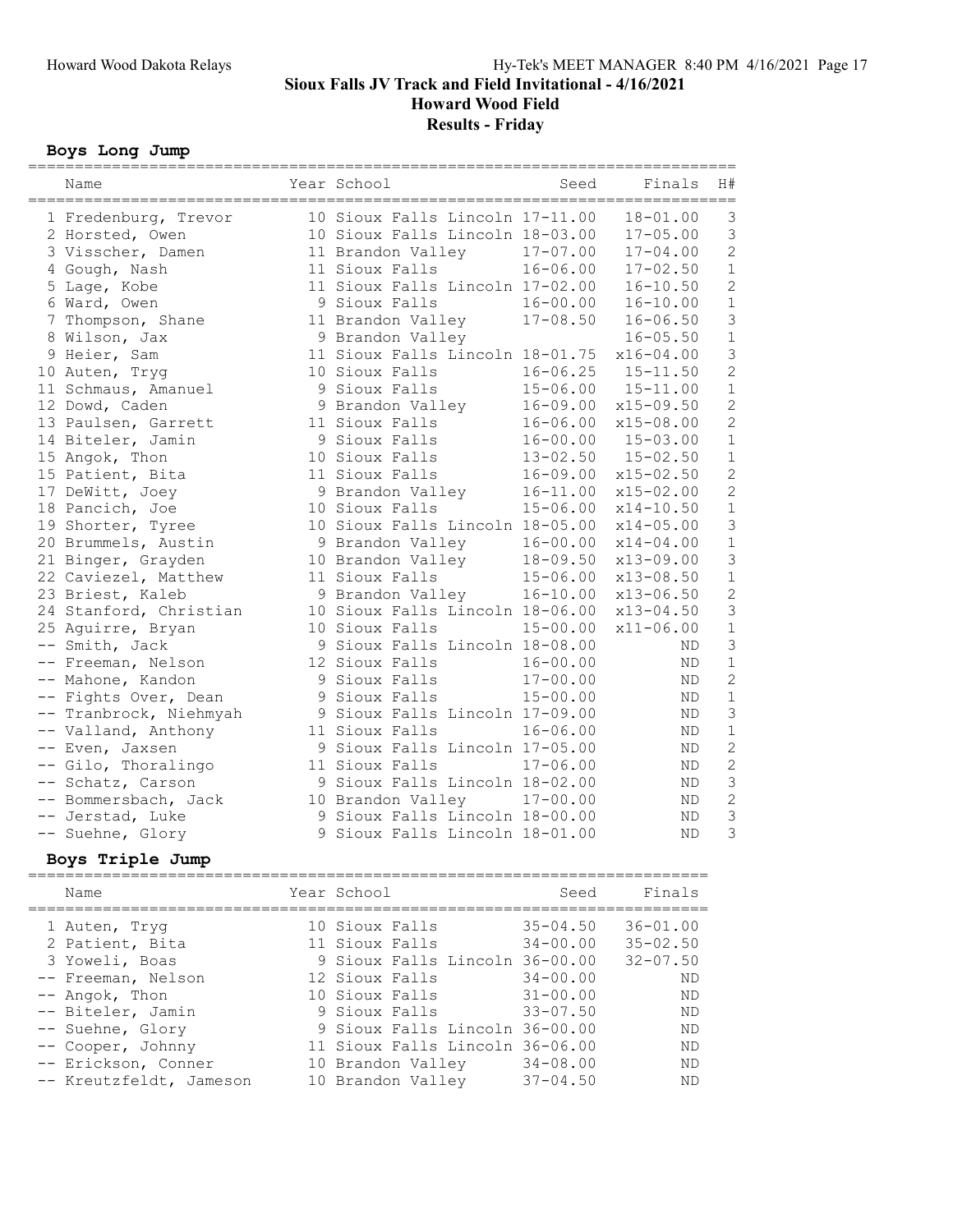Sioux Falls JV Track and Field Invitational - 4/16/2021

Howard Wood Field

Results - Friday

### Boys Long Jump

| Name | Year | School | Seed | Finals | H# |
|---|---|---|---|---|---|
| 1 Fredenburg, Trevor | 10 | Sioux Falls Lincoln | 17-11.00 | 18-01.00 | 3 |
| 2 Horsted, Owen | 10 | Sioux Falls Lincoln | 18-03.00 | 17-05.00 | 3 |
| 3 Visscher, Damen | 11 | Brandon Valley | 17-07.00 | 17-04.00 | 2 |
| 4 Gough, Nash | 11 | Sioux Falls | 16-06.00 | 17-02.50 | 1 |
| 5 Lage, Kobe | 11 | Sioux Falls Lincoln | 17-02.00 | 16-10.50 | 2 |
| 6 Ward, Owen | 9 | Sioux Falls | 16-00.00 | 16-10.00 | 1 |
| 7 Thompson, Shane | 11 | Brandon Valley | 17-08.50 | 16-06.50 | 3 |
| 8 Wilson, Jax | 9 | Brandon Valley | | 16-05.50 | 1 |
| 9 Heier, Sam | 11 | Sioux Falls Lincoln | 18-01.75 | x16-04.00 | 3 |
| 10 Auten, Tryg | 10 | Sioux Falls | 16-06.25 | 15-11.50 | 2 |
| 11 Schmaus, Amanuel | 9 | Sioux Falls | 15-06.00 | 15-11.00 | 1 |
| 12 Dowd, Caden | 9 | Brandon Valley | 16-09.00 | x15-09.50 | 2 |
| 13 Paulsen, Garrett | 11 | Sioux Falls | 16-06.00 | x15-08.00 | 2 |
| 14 Biteler, Jamin | 9 | Sioux Falls | 16-00.00 | 15-03.00 | 1 |
| 15 Angok, Thon | 10 | Sioux Falls | 13-02.50 | 15-02.50 | 1 |
| 15 Patient, Bita | 11 | Sioux Falls | 16-09.00 | x15-02.50 | 2 |
| 17 DeWitt, Joey | 9 | Brandon Valley | 16-11.00 | x15-02.00 | 2 |
| 18 Pancich, Joe | 10 | Sioux Falls | 15-06.00 | x14-10.50 | 1 |
| 19 Shorter, Tyree | 10 | Sioux Falls Lincoln | 18-05.00 | x14-05.00 | 3 |
| 20 Brummels, Austin | 9 | Brandon Valley | 16-00.00 | x14-04.00 | 1 |
| 21 Binger, Grayden | 10 | Brandon Valley | 18-09.50 | x13-09.00 | 3 |
| 22 Caviezel, Matthew | 11 | Sioux Falls | 15-06.00 | x13-08.50 | 1 |
| 23 Briest, Kaleb | 9 | Brandon Valley | 16-10.00 | x13-06.50 | 2 |
| 24 Stanford, Christian | 10 | Sioux Falls Lincoln | 18-06.00 | x13-04.50 | 3 |
| 25 Aguirre, Bryan | 10 | Sioux Falls | 15-00.00 | x11-06.00 | 1 |
| -- Smith, Jack | 9 | Sioux Falls Lincoln | 18-08.00 | ND | 3 |
| -- Freeman, Nelson | 12 | Sioux Falls | 16-00.00 | ND | 1 |
| -- Mahone, Kandon | 9 | Sioux Falls | 17-00.00 | ND | 2 |
| -- Fights Over, Dean | 9 | Sioux Falls | 15-00.00 | ND | 1 |
| -- Tranbrock, Niehmyah | 9 | Sioux Falls Lincoln | 17-09.00 | ND | 3 |
| -- Valland, Anthony | 11 | Sioux Falls | 16-06.00 | ND | 1 |
| -- Even, Jaxsen | 9 | Sioux Falls Lincoln | 17-05.00 | ND | 2 |
| -- Gilo, Thoralingo | 11 | Sioux Falls | 17-06.00 | ND | 2 |
| -- Schatz, Carson | 9 | Sioux Falls Lincoln | 18-02.00 | ND | 3 |
| -- Bommersbach, Jack | 10 | Brandon Valley | 17-00.00 | ND | 2 |
| -- Jerstad, Luke | 9 | Sioux Falls Lincoln | 18-00.00 | ND | 3 |
| -- Suehne, Glory | 9 | Sioux Falls Lincoln | 18-01.00 | ND | 3 |

### Boys Triple Jump

| Name | Year | School | Seed | Finals |
|---|---|---|---|---|
| 1 Auten, Tryg | 10 | Sioux Falls | 35-04.50 | 36-01.00 |
| 2 Patient, Bita | 11 | Sioux Falls | 34-00.00 | 35-02.50 |
| 3 Yoweli, Boas | 9 | Sioux Falls Lincoln | 36-00.00 | 32-07.50 |
| -- Freeman, Nelson | 12 | Sioux Falls | 34-00.00 | ND |
| -- Angok, Thon | 10 | Sioux Falls | 31-00.00 | ND |
| -- Biteler, Jamin | 9 | Sioux Falls | 33-07.50 | ND |
| -- Suehne, Glory | 9 | Sioux Falls Lincoln | 36-00.00 | ND |
| -- Cooper, Johnny | 11 | Sioux Falls Lincoln | 36-06.00 | ND |
| -- Erickson, Conner | 10 | Brandon Valley | 34-08.00 | ND |
| -- Kreutzfeldt, Jameson | 10 | Brandon Valley | 37-04.50 | ND |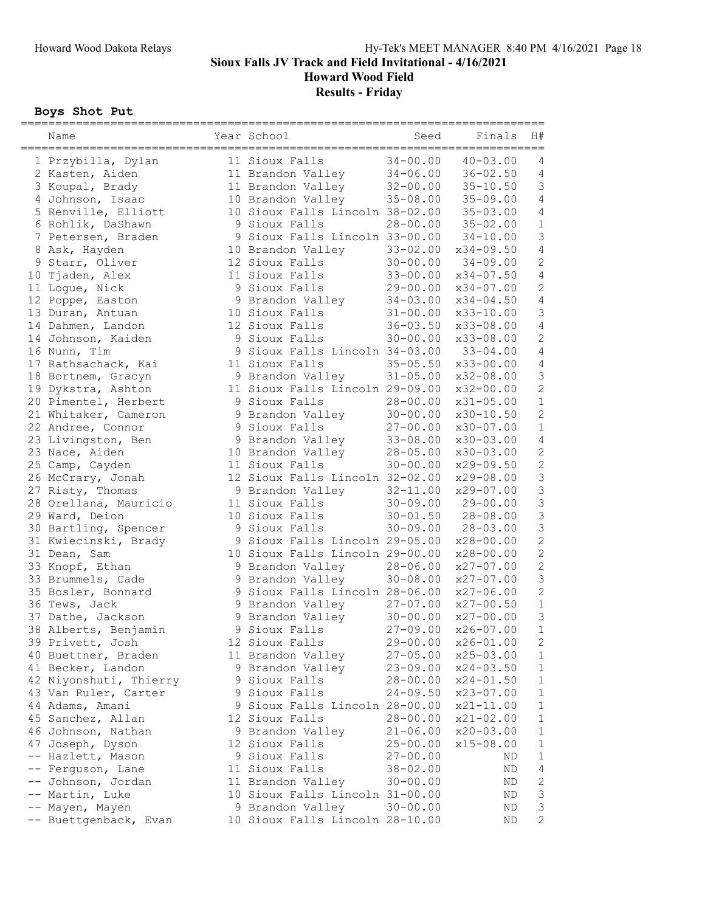# Sioux Falls JV Track and Field Invitational - 4/16/2021

## Howard Wood Field

## Results - Friday

### Boys Shot Put

| Name | Year | School | Seed | Finals | H# |
|---|---|---|---|---|---|
| 1 Przybilla, Dylan | 11 | Sioux Falls | 34-00.00 | 40-03.00 | 4 |
| 2 Kasten, Aiden | 11 | Brandon Valley | 34-06.00 | 36-02.50 | 4 |
| 3 Koupal, Brady | 11 | Brandon Valley | 32-00.00 | 35-10.50 | 3 |
| 4 Johnson, Isaac | 10 | Brandon Valley | 35-08.00 | 35-09.00 | 4 |
| 5 Renville, Elliott | 10 | Sioux Falls Lincoln | 38-02.00 | 35-03.00 | 4 |
| 6 Rohlik, DaShawn | 9 | Sioux Falls | 28-00.00 | 35-02.00 | 1 |
| 7 Petersen, Braden | 9 | Sioux Falls Lincoln | 33-00.00 | 34-10.00 | 3 |
| 8 Ask, Hayden | 10 | Brandon Valley | 33-02.00 | x34-09.50 | 4 |
| 9 Starr, Oliver | 12 | Sioux Falls | 30-00.00 | 34-09.00 | 2 |
| 10 Tjaden, Alex | 11 | Sioux Falls | 33-00.00 | x34-07.50 | 4 |
| 11 Logue, Nick | 9 | Sioux Falls | 29-00.00 | x34-07.00 | 2 |
| 12 Poppe, Easton | 9 | Brandon Valley | 34-03.00 | x34-04.50 | 4 |
| 13 Duran, Antuan | 10 | Sioux Falls | 31-00.00 | x33-10.00 | 3 |
| 14 Dahmen, Landon | 12 | Sioux Falls | 36-03.50 | x33-08.00 | 4 |
| 14 Johnson, Kaiden | 9 | Sioux Falls | 30-00.00 | x33-08.00 | 2 |
| 16 Nunn, Tim | 9 | Sioux Falls Lincoln | 34-03.00 | 33-04.00 | 4 |
| 17 Rathsachack, Kai | 11 | Sioux Falls | 35-05.50 | x33-00.00 | 4 |
| 18 Bortnem, Gracyn | 9 | Brandon Valley | 31-05.00 | x32-08.00 | 3 |
| 19 Dykstra, Ashton | 11 | Sioux Falls Lincoln | 29-09.00 | x32-00.00 | 2 |
| 20 Pimentel, Herbert | 9 | Sioux Falls | 28-00.00 | x31-05.00 | 1 |
| 21 Whitaker, Cameron | 9 | Brandon Valley | 30-00.00 | x30-10.50 | 2 |
| 22 Andree, Connor | 9 | Sioux Falls | 27-00.00 | x30-07.00 | 1 |
| 23 Livingston, Ben | 9 | Brandon Valley | 33-08.00 | x30-03.00 | 4 |
| 23 Nace, Aiden | 10 | Brandon Valley | 28-05.00 | x30-03.00 | 2 |
| 25 Camp, Cayden | 11 | Sioux Falls | 30-00.00 | x29-09.50 | 2 |
| 26 McCrary, Jonah | 12 | Sioux Falls Lincoln | 32-02.00 | x29-08.00 | 3 |
| 27 Risty, Thomas | 9 | Brandon Valley | 32-11.00 | x29-07.00 | 3 |
| 28 Orellana, Mauricio | 11 | Sioux Falls | 30-09.00 | 29-00.00 | 3 |
| 29 Ward, Deion | 10 | Sioux Falls | 30-01.50 | 28-08.00 | 3 |
| 30 Bartling, Spencer | 9 | Sioux Falls | 30-09.00 | 28-03.00 | 3 |
| 31 Kwiecinski, Brady | 9 | Sioux Falls Lincoln | 29-05.00 | x28-00.00 | 2 |
| 31 Dean, Sam | 10 | Sioux Falls Lincoln | 29-00.00 | x28-00.00 | 2 |
| 33 Knopf, Ethan | 9 | Brandon Valley | 28-06.00 | x27-07.00 | 2 |
| 33 Brummels, Cade | 9 | Brandon Valley | 30-08.00 | x27-07.00 | 3 |
| 35 Bosler, Bonnard | 9 | Sioux Falls Lincoln | 28-06.00 | x27-06.00 | 2 |
| 36 Tews, Jack | 9 | Brandon Valley | 27-07.00 | x27-00.50 | 1 |
| 37 Dathe, Jackson | 9 | Brandon Valley | 30-00.00 | x27-00.00 | 3 |
| 38 Alberts, Benjamin | 9 | Sioux Falls | 27-09.00 | x26-07.00 | 1 |
| 39 Privett, Josh | 12 | Sioux Falls | 29-00.00 | x26-01.00 | 2 |
| 40 Buettner, Braden | 11 | Brandon Valley | 27-05.00 | x25-03.00 | 1 |
| 41 Becker, Landon | 9 | Brandon Valley | 23-09.00 | x24-03.50 | 1 |
| 42 Niyonshuti, Thierry | 9 | Sioux Falls | 28-00.00 | x24-01.50 | 1 |
| 43 Van Ruler, Carter | 9 | Sioux Falls | 24-09.50 | x23-07.00 | 1 |
| 44 Adams, Amani | 9 | Sioux Falls Lincoln | 28-00.00 | x21-11.00 | 1 |
| 45 Sanchez, Allan | 12 | Sioux Falls | 28-00.00 | x21-02.00 | 1 |
| 46 Johnson, Nathan | 9 | Brandon Valley | 21-06.00 | x20-03.00 | 1 |
| 47 Joseph, Dyson | 12 | Sioux Falls | 25-00.00 | x15-08.00 | 1 |
| -- Hazlett, Mason | 9 | Sioux Falls | 27-00.00 | ND | 1 |
| -- Ferguson, Lane | 11 | Sioux Falls | 38-02.00 | ND | 4 |
| -- Johnson, Jordan | 11 | Brandon Valley | 30-00.00 | ND | 2 |
| -- Martin, Luke | 10 | Sioux Falls Lincoln | 31-00.00 | ND | 3 |
| -- Mayen, Mayen | 9 | Brandon Valley | 30-00.00 | ND | 3 |
| -- Buettgenback, Evan | 10 | Sioux Falls Lincoln | 28-10.00 | ND | 2 |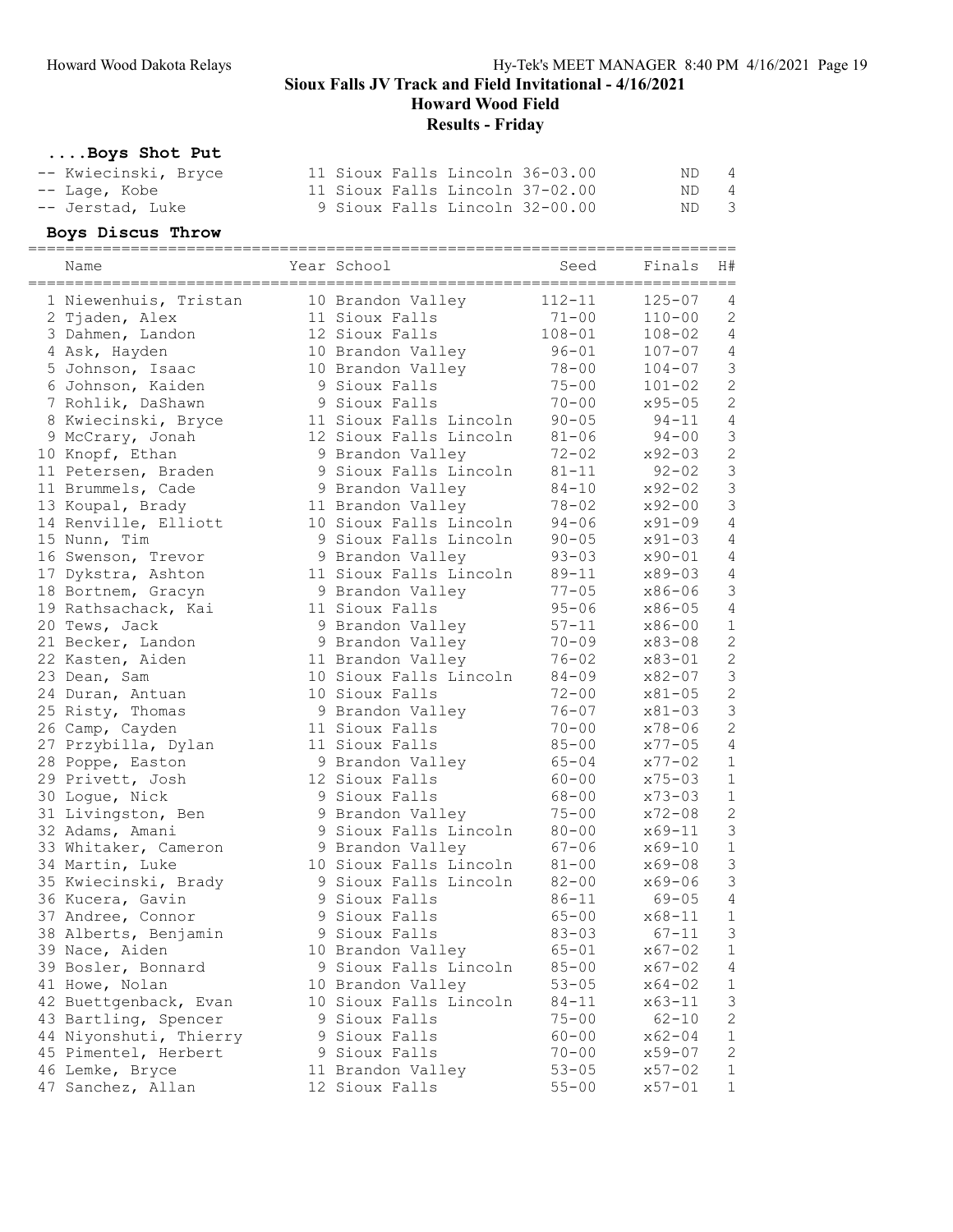## Sioux Falls JV Track and Field Invitational - 4/16/2021
## Howard Wood Field
## Results - Friday

### ....Boys Shot Put

| Place | Name | Year | School | Seed | Finals | H# |
|---|---|---|---|---|---|---|
| -- | Kwiecinski, Bryce | 11 | Sioux Falls Lincoln | 36-03.00 | ND | 4 |
| -- | Lage, Kobe | 11 | Sioux Falls Lincoln | 37-02.00 | ND | 4 |
| -- | Jerstad, Luke | 9 | Sioux Falls Lincoln | 32-00.00 | ND | 3 |

### Boys Discus Throw

| Place | Name | Year | School | Seed | Finals | H# |
|---|---|---|---|---|---|---|
| 1 | Niewenhuis, Tristan | 10 | Brandon Valley | 112-11 | 125-07 | 4 |
| 2 | Tjaden, Alex | 11 | Sioux Falls | 71-00 | 110-00 | 2 |
| 3 | Dahmen, Landon | 12 | Sioux Falls | 108-01 | 108-02 | 4 |
| 4 | Ask, Hayden | 10 | Brandon Valley | 96-01 | 107-07 | 4 |
| 5 | Johnson, Isaac | 10 | Brandon Valley | 78-00 | 104-07 | 3 |
| 6 | Johnson, Kaiden | 9 | Sioux Falls | 75-00 | 101-02 | 2 |
| 7 | Rohlik, DaShawn | 9 | Sioux Falls | 70-00 | x95-05 | 2 |
| 8 | Kwiecinski, Bryce | 11 | Sioux Falls Lincoln | 90-05 | 94-11 | 4 |
| 9 | McCrary, Jonah | 12 | Sioux Falls Lincoln | 81-06 | 94-00 | 3 |
| 10 | Knopf, Ethan | 9 | Brandon Valley | 72-02 | x92-03 | 2 |
| 11 | Petersen, Braden | 9 | Sioux Falls Lincoln | 81-11 | 92-02 | 3 |
| 11 | Brummels, Cade | 9 | Brandon Valley | 84-10 | x92-02 | 3 |
| 13 | Koupal, Brady | 11 | Brandon Valley | 78-02 | x92-00 | 3 |
| 14 | Renville, Elliott | 10 | Sioux Falls Lincoln | 94-06 | x91-09 | 4 |
| 15 | Nunn, Tim | 9 | Sioux Falls Lincoln | 90-05 | x91-03 | 4 |
| 16 | Swenson, Trevor | 9 | Brandon Valley | 93-03 | x90-01 | 4 |
| 17 | Dykstra, Ashton | 11 | Sioux Falls Lincoln | 89-11 | x89-03 | 4 |
| 18 | Bortnem, Gracyn | 9 | Brandon Valley | 77-05 | x86-06 | 3 |
| 19 | Rathsachack, Kai | 11 | Sioux Falls | 95-06 | x86-05 | 4 |
| 20 | Tews, Jack | 9 | Brandon Valley | 57-11 | x86-00 | 1 |
| 21 | Becker, Landon | 9 | Brandon Valley | 70-09 | x83-08 | 2 |
| 22 | Kasten, Aiden | 11 | Brandon Valley | 76-02 | x83-01 | 2 |
| 23 | Dean, Sam | 10 | Sioux Falls Lincoln | 84-09 | x82-07 | 3 |
| 24 | Duran, Antuan | 10 | Sioux Falls | 72-00 | x81-05 | 2 |
| 25 | Risty, Thomas | 9 | Brandon Valley | 76-07 | x81-03 | 3 |
| 26 | Camp, Cayden | 11 | Sioux Falls | 70-00 | x78-06 | 2 |
| 27 | Przybilla, Dylan | 11 | Sioux Falls | 85-00 | x77-05 | 4 |
| 28 | Poppe, Easton | 9 | Brandon Valley | 65-04 | x77-02 | 1 |
| 29 | Privett, Josh | 12 | Sioux Falls | 60-00 | x75-03 | 1 |
| 30 | Logue, Nick | 9 | Sioux Falls | 68-00 | x73-03 | 1 |
| 31 | Livingston, Ben | 9 | Brandon Valley | 75-00 | x72-08 | 2 |
| 32 | Adams, Amani | 9 | Sioux Falls Lincoln | 80-00 | x69-11 | 3 |
| 33 | Whitaker, Cameron | 9 | Brandon Valley | 67-06 | x69-10 | 1 |
| 34 | Martin, Luke | 10 | Sioux Falls Lincoln | 81-00 | x69-08 | 3 |
| 35 | Kwiecinski, Brady | 9 | Sioux Falls Lincoln | 82-00 | x69-06 | 3 |
| 36 | Kucera, Gavin | 9 | Sioux Falls | 86-11 | 69-05 | 4 |
| 37 | Andree, Connor | 9 | Sioux Falls | 65-00 | x68-11 | 1 |
| 38 | Alberts, Benjamin | 9 | Sioux Falls | 83-03 | 67-11 | 3 |
| 39 | Nace, Aiden | 10 | Brandon Valley | 65-01 | x67-02 | 1 |
| 39 | Bosler, Bonnard | 9 | Sioux Falls Lincoln | 85-00 | x67-02 | 4 |
| 41 | Howe, Nolan | 10 | Brandon Valley | 53-05 | x64-02 | 1 |
| 42 | Buettgenback, Evan | 10 | Sioux Falls Lincoln | 84-11 | x63-11 | 3 |
| 43 | Bartling, Spencer | 9 | Sioux Falls | 75-00 | 62-10 | 2 |
| 44 | Niyonshuti, Thierry | 9 | Sioux Falls | 60-00 | x62-04 | 1 |
| 45 | Pimentel, Herbert | 9 | Sioux Falls | 70-00 | x59-07 | 2 |
| 46 | Lemke, Bryce | 11 | Brandon Valley | 53-05 | x57-02 | 1 |
| 47 | Sanchez, Allan | 12 | Sioux Falls | 55-00 | x57-01 | 1 |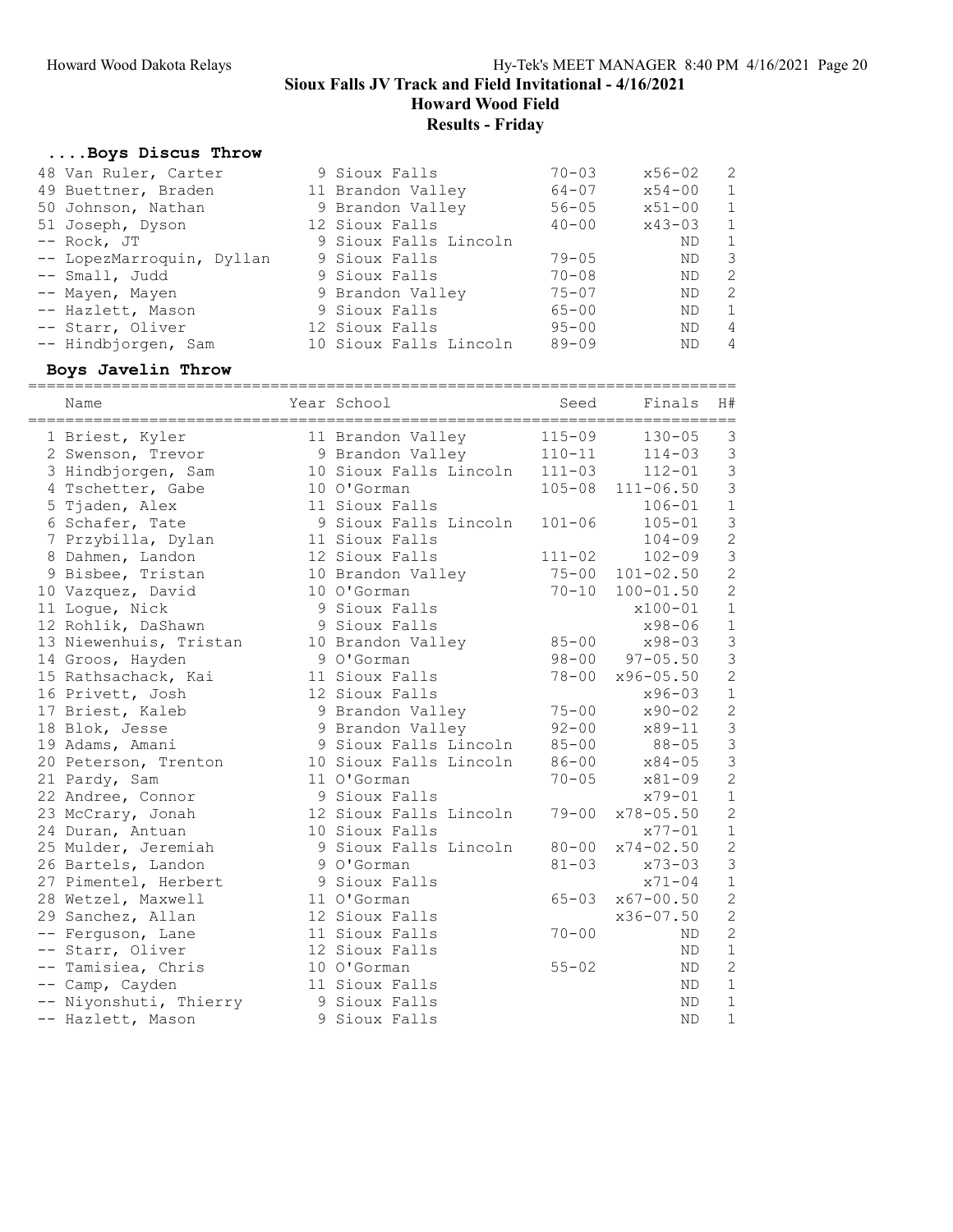# Sioux Falls JV Track and Field Invitational - 4/16/2021

## Howard Wood Field

## Results - Friday

### ....Boys Discus Throw

| | | | | | | |
|---|---|---|---|---|---|---|
| 48 | Van Ruler, Carter | 9 | Sioux Falls | 70-03 | x56-02 | 2 |
| 49 | Buettner, Braden | 11 | Brandon Valley | 64-07 | x54-00 | 1 |
| 50 | Johnson, Nathan | 9 | Brandon Valley | 56-05 | x51-00 | 1 |
| 51 | Joseph, Dyson | 12 | Sioux Falls | 40-00 | x43-03 | 1 |
| -- | Rock, JT | 9 | Sioux Falls Lincoln | | ND | 1 |
| -- | LopezMarroquin, Dyllan | 9 | Sioux Falls | 79-05 | ND | 3 |
| -- | Small, Judd | 9 | Sioux Falls | 70-08 | ND | 2 |
| -- | Mayen, Mayen | 9 | Brandon Valley | 75-07 | ND | 2 |
| -- | Hazlett, Mason | 9 | Sioux Falls | 65-00 | ND | 1 |
| -- | Starr, Oliver | 12 | Sioux Falls | 95-00 | ND | 4 |
| -- | Hindbjorgen, Sam | 10 | Sioux Falls Lincoln | 89-09 | ND | 4 |

### Boys Javelin Throw

| | Name | Year | School | Seed | Finals | H# |
|---|---|---|---|---|---|---|
| 1 | Briest, Kyler | 11 | Brandon Valley | 115-09 | 130-05 | 3 |
| 2 | Swenson, Trevor | 9 | Brandon Valley | 110-11 | 114-03 | 3 |
| 3 | Hindbjorgen, Sam | 10 | Sioux Falls Lincoln | 111-03 | 112-01 | 3 |
| 4 | Tschetter, Gabe | 10 | O'Gorman | 105-08 | 111-06.50 | 3 |
| 5 | Tjaden, Alex | 11 | Sioux Falls | | 106-01 | 1 |
| 6 | Schafer, Tate | 9 | Sioux Falls Lincoln | 101-06 | 105-01 | 3 |
| 7 | Przybilla, Dylan | 11 | Sioux Falls | | 104-09 | 2 |
| 8 | Dahmen, Landon | 12 | Sioux Falls | 111-02 | 102-09 | 3 |
| 9 | Bisbee, Tristan | 10 | Brandon Valley | 75-00 | 101-02.50 | 2 |
| 10 | Vazquez, David | 10 | O'Gorman | 70-10 | 100-01.50 | 2 |
| 11 | Logue, Nick | 9 | Sioux Falls | | x100-01 | 1 |
| 12 | Rohlik, DaShawn | 9 | Sioux Falls | | x98-06 | 1 |
| 13 | Niewenhuis, Tristan | 10 | Brandon Valley | 85-00 | x98-03 | 3 |
| 14 | Groos, Hayden | 9 | O'Gorman | 98-00 | 97-05.50 | 3 |
| 15 | Rathsachack, Kai | 11 | Sioux Falls | 78-00 | x96-05.50 | 2 |
| 16 | Privett, Josh | 12 | Sioux Falls | | x96-03 | 1 |
| 17 | Briest, Kaleb | 9 | Brandon Valley | 75-00 | x90-02 | 2 |
| 18 | Blok, Jesse | 9 | Brandon Valley | 92-00 | x89-11 | 3 |
| 19 | Adams, Amani | 9 | Sioux Falls Lincoln | 85-00 | 88-05 | 3 |
| 20 | Peterson, Trenton | 10 | Sioux Falls Lincoln | 86-00 | x84-05 | 3 |
| 21 | Pardy, Sam | 11 | O'Gorman | 70-05 | x81-09 | 2 |
| 22 | Andree, Connor | 9 | Sioux Falls | | x79-01 | 1 |
| 23 | McCrary, Jonah | 12 | Sioux Falls Lincoln | 79-00 | x78-05.50 | 2 |
| 24 | Duran, Antuan | 10 | Sioux Falls | | x77-01 | 1 |
| 25 | Mulder, Jeremiah | 9 | Sioux Falls Lincoln | 80-00 | x74-02.50 | 2 |
| 26 | Bartels, Landon | 9 | O'Gorman | 81-03 | x73-03 | 3 |
| 27 | Pimentel, Herbert | 9 | Sioux Falls | | x71-04 | 1 |
| 28 | Wetzel, Maxwell | 11 | O'Gorman | 65-03 | x67-00.50 | 2 |
| 29 | Sanchez, Allan | 12 | Sioux Falls | | x36-07.50 | 2 |
| -- | Ferguson, Lane | 11 | Sioux Falls | 70-00 | ND | 2 |
| -- | Starr, Oliver | 12 | Sioux Falls | | ND | 1 |
| -- | Tamisiea, Chris | 10 | O'Gorman | 55-02 | ND | 2 |
| -- | Camp, Cayden | 11 | Sioux Falls | | ND | 1 |
| -- | Niyonshuti, Thierry | 9 | Sioux Falls | | ND | 1 |
| -- | Hazlett, Mason | 9 | Sioux Falls | | ND | 1 |